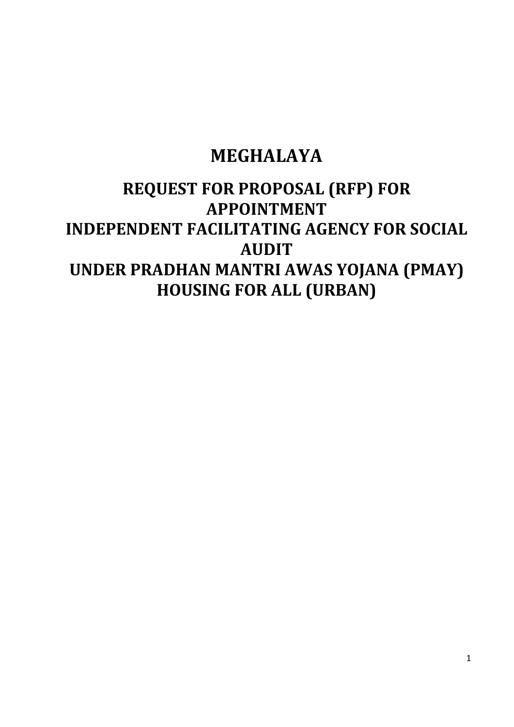# MEGHALAYA

## REQUEST FOR PROPOSAL (RFP) FOR APPOINTMENT INDEPENDENT FACILITATING AGENCY FOR SOCIAL AUDIT UNDER PRADHAN MANTRI AWAS YOJANA (PMAY) HOUSING FOR ALL (URBAN)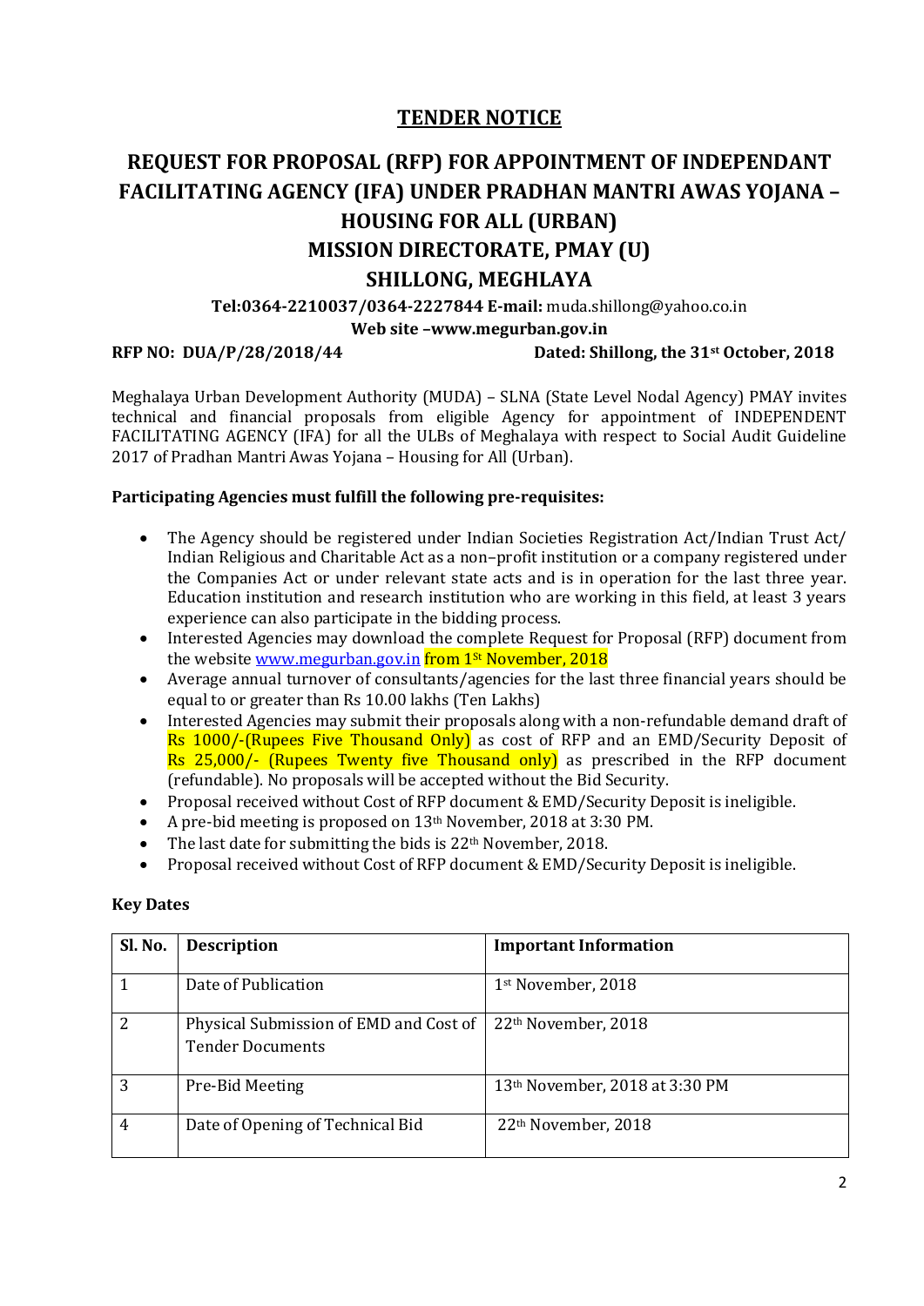# TENDER NOTICE

## REQUEST FOR PROPOSAL (RFP) FOR APPOINTMENT OF INDEPENDANT FACILITATING AGENCY (IFA) UNDER PRADHAN MANTRI AWAS YOJANA – HOUSING FOR ALL (URBAN)

## MISSION DIRECTORATE, PMAY (U)

## SHILLONG, MEGHLAYA

**Tel:0364-2210037/0364-2227844 E-mail:** muda.shillong@yahoo.co.in

**Web site –www.megurban.gov.in**

**RFP NO: DUA/P/28/2018/44** **Dated: Shillong, the 31st October, 2018**

Meghalaya Urban Development Authority (MUDA) – SLNA (State Level Nodal Agency) PMAY invites technical and financial proposals from eligible Agency for appointment of INDEPENDENT FACILITATING AGENCY (IFA) for all the ULBs of Meghalaya with respect to Social Audit Guideline 2017 of Pradhan Mantri Awas Yojana – Housing for All (Urban).

**Participating Agencies must fulfill the following pre-requisites:**

- The Agency should be registered under Indian Societies Registration Act/Indian Trust Act/ Indian Religious and Charitable Act as a non–profit institution or a company registered under the Companies Act or under relevant state acts and is in operation for the last three year. Education institution and research institution who are working in this field, at least 3 years experience can also participate in the bidding process.
- Interested Agencies may download the complete Request for Proposal (RFP) document from the website www.megurban.gov.in from 1St November, 2018
- Average annual turnover of consultants/agencies for the last three financial years should be equal to or greater than Rs 10.00 lakhs (Ten Lakhs)
- Interested Agencies may submit their proposals along with a non-refundable demand draft of Rs 1000/-(Rupees Five Thousand Only) as cost of RFP and an EMD/Security Deposit of Rs 25,000/- (Rupees Twenty five Thousand only) as prescribed in the RFP document (refundable). No proposals will be accepted without the Bid Security.
- Proposal received without Cost of RFP document & EMD/Security Deposit is ineligible.
- A pre-bid meeting is proposed on 13th November, 2018 at 3:30 PM.
- The last date for submitting the bids is 22th November, 2018.
- Proposal received without Cost of RFP document & EMD/Security Deposit is ineligible.

**Key Dates**

| Sl. No. | Description | Important Information |
|---|---|---|
| 1 | Date of Publication | 1st November, 2018 |
| 2 | Physical Submission of EMD and Cost of Tender Documents | 22th November, 2018 |
| 3 | Pre-Bid Meeting | 13th November, 2018 at 3:30 PM |
| 4 | Date of Opening of Technical Bid | 22th November, 2018 |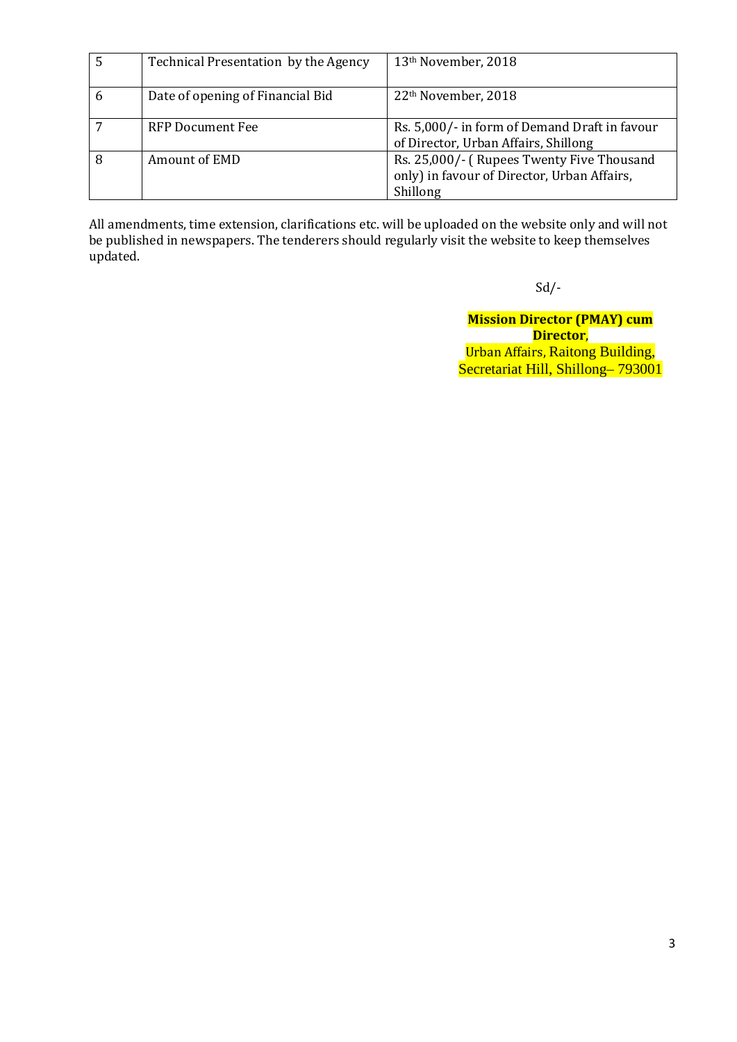| 5 | Technical Presentation by the Agency | 13th November, 2018 |
|---|---|---|
| 6 | Date of opening of Financial Bid | 22th November, 2018 |
| 7 | RFP Document Fee | Rs. 5,000/- in form of Demand Draft in favour of Director, Urban Affairs, Shillong |
| 8 | Amount of EMD | Rs. 25,000/- ( Rupees Twenty Five Thousand only) in favour of Director, Urban Affairs, Shillong |

All amendments, time extension, clarifications etc. will be uploaded on the website only and will not be published in newspapers. The tenderers should regularly visit the website to keep themselves updated.

Sd/-

**Mission Director (PMAY) cum Director**,
Urban Affairs, Raitong Building,
Secretariat Hill, Shillong– 793001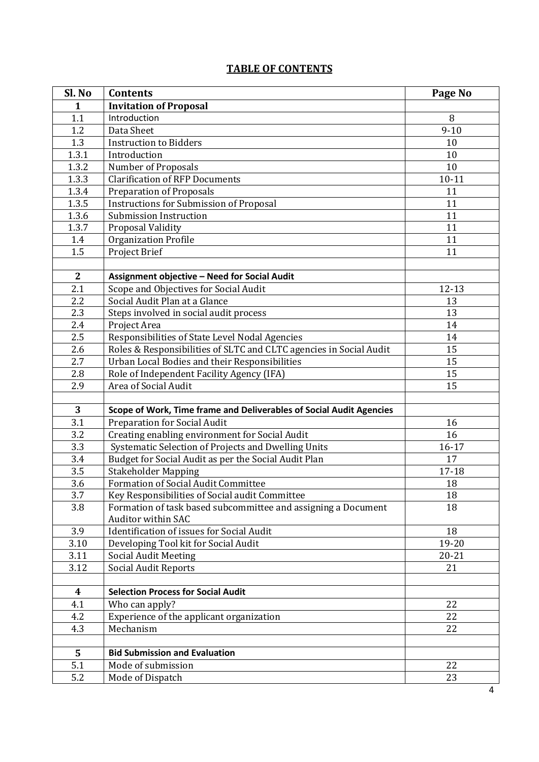# TABLE OF CONTENTS

| Sl. No | Contents | Page No |
|---|---|---|
| **1** | **Invitation of Proposal** | |
| 1.1 | Introduction | 8 |
| 1.2 | Data Sheet | 9-10 |
| 1.3 | Instruction to Bidders | 10 |
| 1.3.1 | Introduction | 10 |
| 1.3.2 | Number of Proposals | 10 |
| 1.3.3 | Clarification of RFP Documents | 10-11 |
| 1.3.4 | Preparation of Proposals | 11 |
| 1.3.5 | Instructions for Submission of Proposal | 11 |
| 1.3.6 | Submission Instruction | 11 |
| 1.3.7 | Proposal Validity | 11 |
| 1.4 | Organization Profile | 11 |
| 1.5 | Project Brief | 11 |
| | | |
| **2** | **Assignment objective – Need for Social Audit** | |
| 2.1 | Scope and Objectives for Social Audit | 12-13 |
| 2.2 | Social Audit Plan at a Glance | 13 |
| 2.3 | Steps involved in social audit process | 13 |
| 2.4 | Project Area | 14 |
| 2.5 | Responsibilities of State Level Nodal Agencies | 14 |
| 2.6 | Roles & Responsibilities of SLTC and CLTC agencies in Social Audit | 15 |
| 2.7 | Urban Local Bodies and their Responsibilities | 15 |
| 2.8 | Role of Independent Facility Agency (IFA) | 15 |
| 2.9 | Area of Social Audit | 15 |
| | | |
| **3** | **Scope of Work, Time frame and Deliverables of Social Audit Agencies** | |
| 3.1 | Preparation for Social Audit | 16 |
| 3.2 | Creating enabling environment for Social Audit | 16 |
| 3.3 | Systematic Selection of Projects and Dwelling Units | 16-17 |
| 3.4 | Budget for Social Audit as per the Social Audit Plan | 17 |
| 3.5 | Stakeholder Mapping | 17-18 |
| 3.6 | Formation of Social Audit Committee | 18 |
| 3.7 | Key Responsibilities of Social audit Committee | 18 |
| 3.8 | Formation of task based subcommittee and assigning a Document Auditor within SAC | 18 |
| 3.9 | Identification of issues for Social Audit | 18 |
| 3.10 | Developing Tool kit for Social Audit | 19-20 |
| 3.11 | Social Audit Meeting | 20-21 |
| 3.12 | Social Audit Reports | 21 |
| | | |
| **4** | **Selection Process for Social Audit** | |
| 4.1 | Who can apply? | 22 |
| 4.2 | Experience of the applicant organization | 22 |
| 4.3 | Mechanism | 22 |
| | | |
| **5** | **Bid Submission and Evaluation** | |
| 5.1 | Mode of submission | 22 |
| 5.2 | Mode of Dispatch | 23 |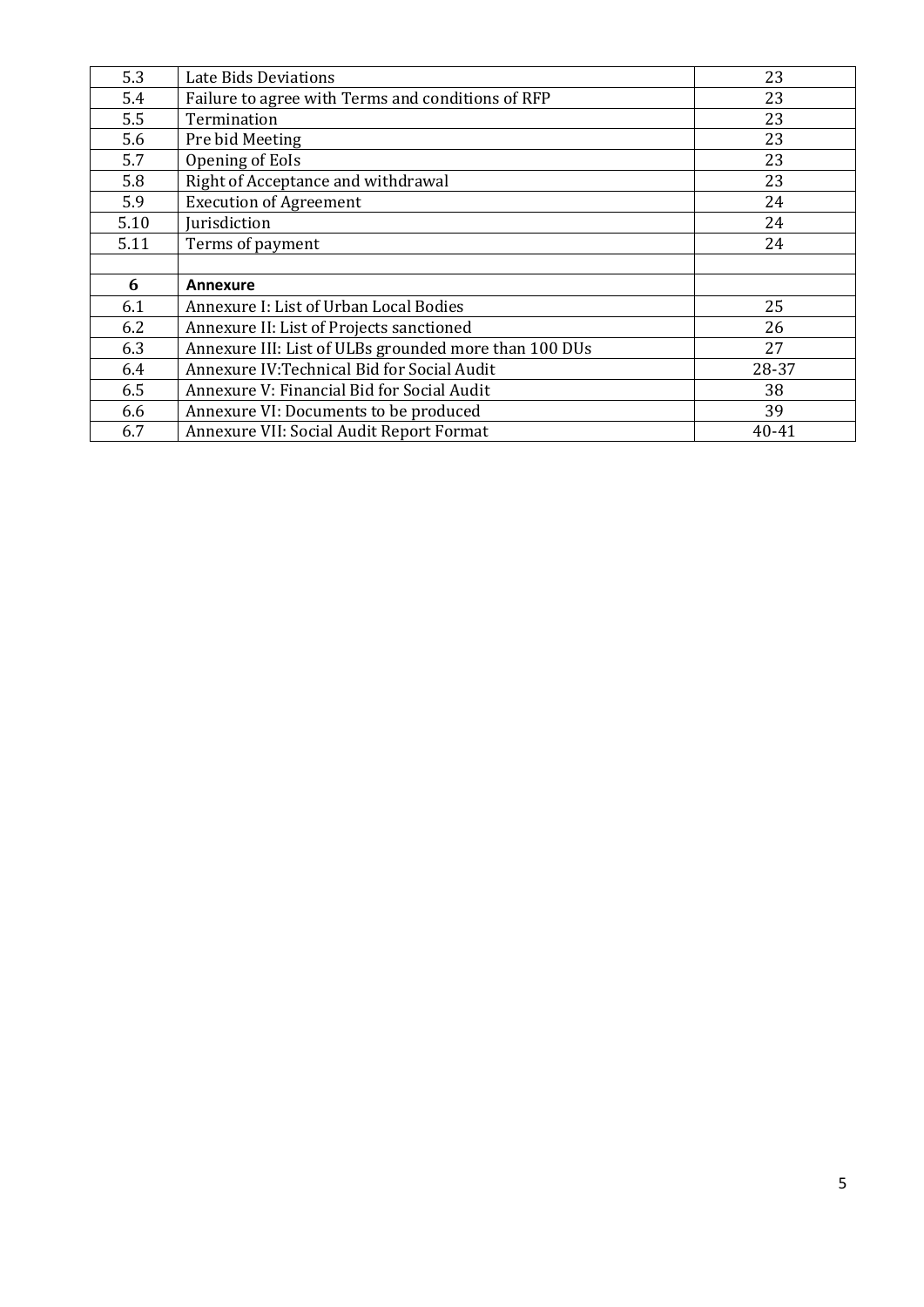| | | |
|---|---|---|
| 5.3 | Late Bids Deviations | 23 |
| 5.4 | Failure to agree with Terms and conditions of RFP | 23 |
| 5.5 | Termination | 23 |
| 5.6 | Pre bid Meeting | 23 |
| 5.7 | Opening of EoIs | 23 |
| 5.8 | Right of Acceptance and withdrawal | 23 |
| 5.9 | Execution of Agreement | 24 |
| 5.10 | Jurisdiction | 24 |
| 5.11 | Terms of payment | 24 |
| | | |
| **6** | **Annexure** | |
| 6.1 | Annexure I: List of Urban Local Bodies | 25 |
| 6.2 | Annexure II: List of Projects sanctioned | 26 |
| 6.3 | Annexure III: List of ULBs grounded more than 100 DUs | 27 |
| 6.4 | Annexure IV:Technical Bid for Social Audit | 28-37 |
| 6.5 | Annexure V: Financial Bid for Social Audit | 38 |
| 6.6 | Annexure VI: Documents to be produced | 39 |
| 6.7 | Annexure VII: Social Audit Report Format | 40-41 |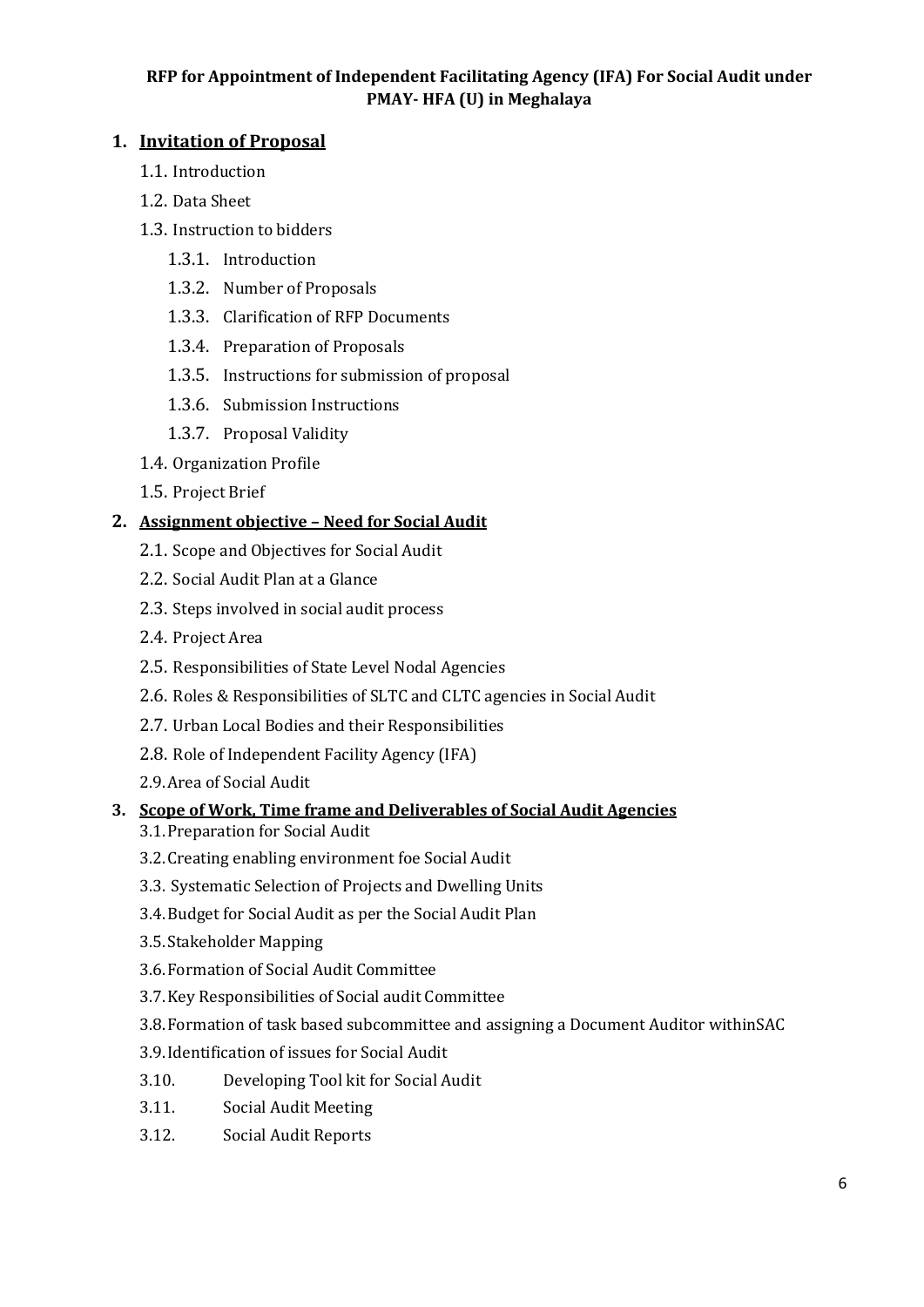**RFP for Appointment of Independent Facilitating Agency (IFA) For Social Audit under PMAY- HFA (U) in Meghalaya**

1. **Invitation of Proposal**
    - 1.1. Introduction
    - 1.2. Data Sheet
    - 1.3. Instruction to bidders
        - 1.3.1. Introduction
        - 1.3.2. Number of Proposals
        - 1.3.3. Clarification of RFP Documents
        - 1.3.4. Preparation of Proposals
        - 1.3.5. Instructions for submission of proposal
        - 1.3.6. Submission Instructions
        - 1.3.7. Proposal Validity
    - 1.4. Organization Profile
    - 1.5. Project Brief
2. **Assignment objective – Need for Social Audit**
    - 2.1. Scope and Objectives for Social Audit
    - 2.2. Social Audit Plan at a Glance
    - 2.3. Steps involved in social audit process
    - 2.4. Project Area
    - 2.5. Responsibilities of State Level Nodal Agencies
    - 2.6. Roles & Responsibilities of SLTC and CLTC agencies in Social Audit
    - 2.7. Urban Local Bodies and their Responsibilities
    - 2.8. Role of Independent Facility Agency (IFA)
    - 2.9. Area of Social Audit
3. **Scope of Work, Time frame and Deliverables of Social Audit Agencies**
    - 3.1. Preparation for Social Audit
    - 3.2. Creating enabling environment foe Social Audit
    - 3.3. Systematic Selection of Projects and Dwelling Units
    - 3.4. Budget for Social Audit as per the Social Audit Plan
    - 3.5. Stakeholder Mapping
    - 3.6. Formation of Social Audit Committee
    - 3.7. Key Responsibilities of Social audit Committee
    - 3.8. Formation of task based subcommittee and assigning a Document Auditor withinSAC
    - 3.9. Identification of issues for Social Audit
    - 3.10. Developing Tool kit for Social Audit
    - 3.11. Social Audit Meeting
    - 3.12. Social Audit Reports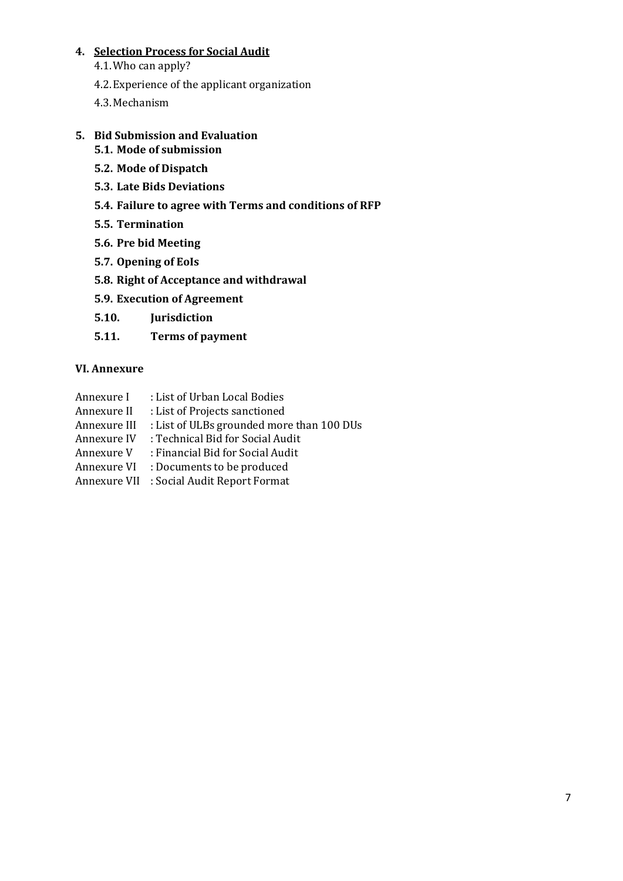4. **<u>Selection Process for Social Audit</u>**
    - 4.1. Who can apply?
    - 4.2. Experience of the applicant organization
    - 4.3. Mechanism

5. **Bid Submission and Evaluation**
    - **5.1. Mode of submission**
    - **5.2. Mode of Dispatch**
    - **5.3. Late Bids Deviations**
    - **5.4. Failure to agree with Terms and conditions of RFP**
    - **5.5. Termination**
    - **5.6. Pre bid Meeting**
    - **5.7. Opening of EoIs**
    - **5.8. Right of Acceptance and withdrawal**
    - **5.9. Execution of Agreement**
    - **5.10. Jurisdiction**
    - **5.11. Terms of payment**

**VI. Annexure**

Annexure I : List of Urban Local Bodies
Annexure II : List of Projects sanctioned
Annexure III : List of ULBs grounded more than 100 DUs
Annexure IV : Technical Bid for Social Audit
Annexure V : Financial Bid for Social Audit
Annexure VI : Documents to be produced
Annexure VII : Social Audit Report Format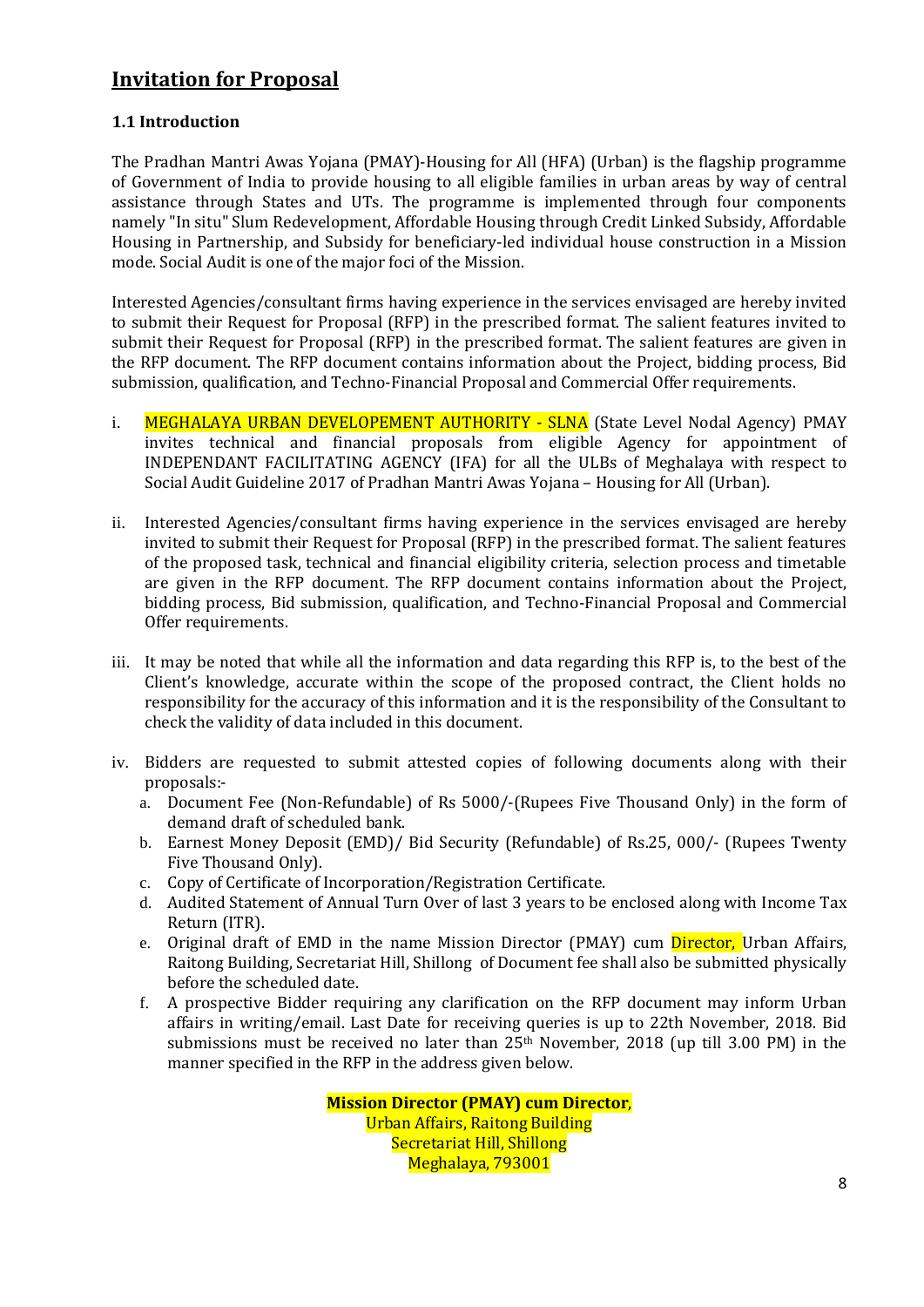## Invitation for Proposal

### 1.1 Introduction

The Pradhan Mantri Awas Yojana (PMAY)-Housing for All (HFA) (Urban) is the flagship programme of Government of India to provide housing to all eligible families in urban areas by way of central assistance through States and UTs. The programme is implemented through four components namely "In situ" Slum Redevelopment, Affordable Housing through Credit Linked Subsidy, Affordable Housing in Partnership, and Subsidy for beneficiary-led individual house construction in a Mission mode. Social Audit is one of the major foci of the Mission.

Interested Agencies/consultant firms having experience in the services envisaged are hereby invited to submit their Request for Proposal (RFP) in the prescribed format. The salient features invited to submit their Request for Proposal (RFP) in the prescribed format. The salient features are given in the RFP document. The RFP document contains information about the Project, bidding process, Bid submission, qualification, and Techno-Financial Proposal and Commercial Offer requirements.

i. MEGHALAYA URBAN DEVELOPEMENT AUTHORITY - SLNA (State Level Nodal Agency) PMAY invites technical and financial proposals from eligible Agency for appointment of INDEPENDANT FACILITATING AGENCY (IFA) for all the ULBs of Meghalaya with respect to Social Audit Guideline 2017 of Pradhan Mantri Awas Yojana – Housing for All (Urban).

ii. Interested Agencies/consultant firms having experience in the services envisaged are hereby invited to submit their Request for Proposal (RFP) in the prescribed format. The salient features of the proposed task, technical and financial eligibility criteria, selection process and timetable are given in the RFP document. The RFP document contains information about the Project, bidding process, Bid submission, qualification, and Techno-Financial Proposal and Commercial Offer requirements.

iii. It may be noted that while all the information and data regarding this RFP is, to the best of the Client's knowledge, accurate within the scope of the proposed contract, the Client holds no responsibility for the accuracy of this information and it is the responsibility of the Consultant to check the validity of data included in this document.

iv. Bidders are requested to submit attested copies of following documents along with their proposals:-
   a. Document Fee (Non-Refundable) of Rs 5000/-(Rupees Five Thousand Only) in the form of demand draft of scheduled bank.
   b. Earnest Money Deposit (EMD)/ Bid Security (Refundable) of Rs.25, 000/- (Rupees Twenty Five Thousand Only).
   c. Copy of Certificate of Incorporation/Registration Certificate.
   d. Audited Statement of Annual Turn Over of last 3 years to be enclosed along with Income Tax Return (ITR).
   e. Original draft of EMD in the name Mission Director (PMAY) cum Director, Urban Affairs, Raitong Building, Secretariat Hill, Shillong of Document fee shall also be submitted physically before the scheduled date.
   f. A prospective Bidder requiring any clarification on the RFP document may inform Urban affairs in writing/email. Last Date for receiving queries is up to 22th November, 2018. Bid submissions must be received no later than 25th November, 2018 (up till 3.00 PM) in the manner specified in the RFP in the address given below.

**Mission Director (PMAY) cum Director**,
Urban Affairs, Raitong Building
Secretariat Hill, Shillong
Meghalaya, 793001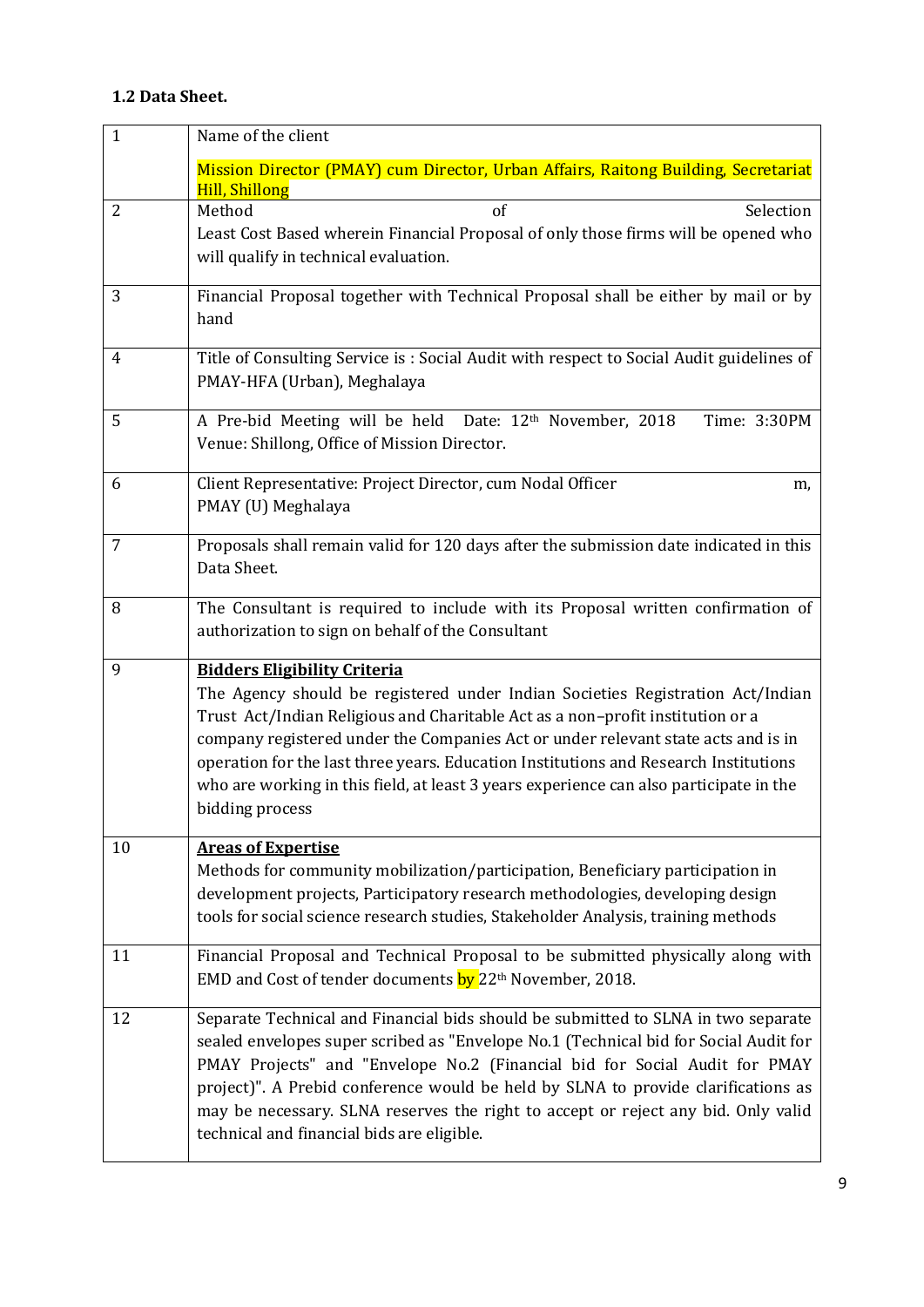### 1.2 Data Sheet.

| | |
|---|---|
| 1 | Name of the client<br><br>Mission Director (PMAY) cum Director, Urban Affairs, Raitong Building, Secretariat Hill, Shillong |
| 2 | Method of Selection<br>Least Cost Based wherein Financial Proposal of only those firms will be opened who will qualify in technical evaluation. |
| 3 | Financial Proposal together with Technical Proposal shall be either by mail or by hand |
| 4 | Title of Consulting Service is : Social Audit with respect to Social Audit guidelines of PMAY-HFA (Urban), Meghalaya |
| 5 | A Pre-bid Meeting will be held Date: 12th November, 2018 Time: 3:30PM<br>Venue: Shillong, Office of Mission Director. |
| 6 | Client Representative: Project Director, cum Nodal Officer m,<br>PMAY (U) Meghalaya |
| 7 | Proposals shall remain valid for 120 days after the submission date indicated in this Data Sheet. |
| 8 | The Consultant is required to include with its Proposal written confirmation of authorization to sign on behalf of the Consultant |
| 9 | **Bidders Eligibility Criteria**<br>The Agency should be registered under Indian Societies Registration Act/Indian Trust Act/Indian Religious and Charitable Act as a non–profit institution or a company registered under the Companies Act or under relevant state acts and is in operation for the last three years. Education Institutions and Research Institutions who are working in this field, at least 3 years experience can also participate in the bidding process |
| 10 | **Areas of Expertise**<br>Methods for community mobilization/participation, Beneficiary participation in development projects, Participatory research methodologies, developing design tools for social science research studies, Stakeholder Analysis, training methods |
| 11 | Financial Proposal and Technical Proposal to be submitted physically along with EMD and Cost of tender documents by 22th November, 2018. |
| 12 | Separate Technical and Financial bids should be submitted to SLNA in two separate sealed envelopes super scribed as "Envelope No.1 (Technical bid for Social Audit for PMAY Projects" and "Envelope No.2 (Financial bid for Social Audit for PMAY project)". A Prebid conference would be held by SLNA to provide clarifications as may be necessary. SLNA reserves the right to accept or reject any bid. Only valid technical and financial bids are eligible. |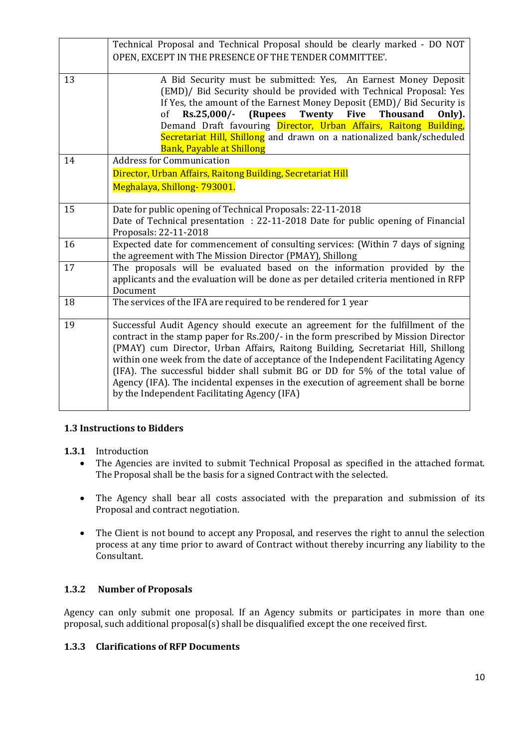| | |
|---|---|
| | Technical Proposal and Technical Proposal should be clearly marked - DO NOT OPEN, EXCEPT IN THE PRESENCE OF THE TENDER COMMITTEE'. |
| 13 | A Bid Security must be submitted: Yes, An Earnest Money Deposit (EMD)/ Bid Security should be provided with Technical Proposal: Yes If Yes, the amount of the Earnest Money Deposit (EMD)/ Bid Security is of **Rs.25,000/- (Rupees Twenty Five Thousand Only).** Demand Draft favouring Director, Urban Affairs, Raitong Building, Secretariat Hill, Shillong and drawn on a nationalized bank/scheduled Bank, Payable at Shillong |
| 14 | Address for Communication<br>Director, Urban Affairs, Raitong Building, Secretariat Hill<br>Meghalaya, Shillong- 793001. |
| 15 | Date for public opening of Technical Proposals: 22-11-2018<br>Date of Technical presentation : 22-11-2018 Date for public opening of Financial Proposals: 22-11-2018 |
| 16 | Expected date for commencement of consulting services: (Within 7 days of signing the agreement with The Mission Director (PMAY), Shillong |
| 17 | The proposals will be evaluated based on the information provided by the applicants and the evaluation will be done as per detailed criteria mentioned in RFP Document |
| 18 | The services of the IFA are required to be rendered for 1 year |
| 19 | Successful Audit Agency should execute an agreement for the fulfillment of the contract in the stamp paper for Rs.200/- in the form prescribed by Mission Director (PMAY) cum Director, Urban Affairs, Raitong Building, Secretariat Hill, Shillong within one week from the date of acceptance of the Independent Facilitating Agency (IFA). The successful bidder shall submit BG or DD for 5% of the total value of Agency (IFA). The incidental expenses in the execution of agreement shall be borne by the Independent Facilitating Agency (IFA) |

### 1.3 Instructions to Bidders

**1.3.1** Introduction

- The Agencies are invited to submit Technical Proposal as specified in the attached format. The Proposal shall be the basis for a signed Contract with the selected.
- The Agency shall bear all costs associated with the preparation and submission of its Proposal and contract negotiation.
- The Client is not bound to accept any Proposal, and reserves the right to annul the selection process at any time prior to award of Contract without thereby incurring any liability to the Consultant.

#### 1.3.2 Number of Proposals

Agency can only submit one proposal. If an Agency submits or participates in more than one proposal, such additional proposal(s) shall be disqualified except the one received first.

#### 1.3.3 Clarifications of RFP Documents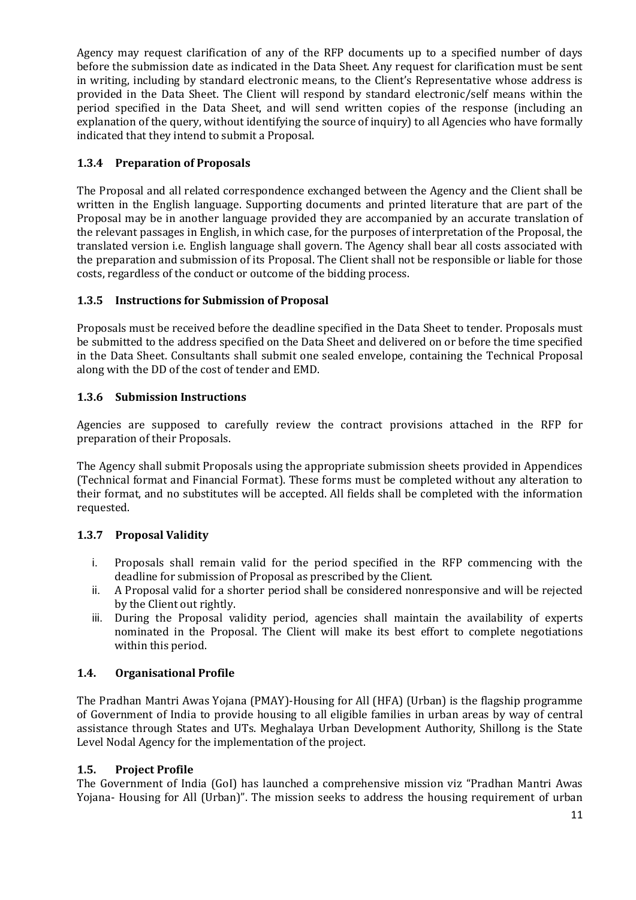Agency may request clarification of any of the RFP documents up to a specified number of days before the submission date as indicated in the Data Sheet. Any request for clarification must be sent in writing, including by standard electronic means, to the Client's Representative whose address is provided in the Data Sheet. The Client will respond by standard electronic/self means within the period specified in the Data Sheet, and will send written copies of the response (including an explanation of the query, without identifying the source of inquiry) to all Agencies who have formally indicated that they intend to submit a Proposal.

### 1.3.4 Preparation of Proposals

The Proposal and all related correspondence exchanged between the Agency and the Client shall be written in the English language. Supporting documents and printed literature that are part of the Proposal may be in another language provided they are accompanied by an accurate translation of the relevant passages in English, in which case, for the purposes of interpretation of the Proposal, the translated version i.e. English language shall govern. The Agency shall bear all costs associated with the preparation and submission of its Proposal. The Client shall not be responsible or liable for those costs, regardless of the conduct or outcome of the bidding process.

### 1.3.5 Instructions for Submission of Proposal

Proposals must be received before the deadline specified in the Data Sheet to tender. Proposals must be submitted to the address specified on the Data Sheet and delivered on or before the time specified in the Data Sheet. Consultants shall submit one sealed envelope, containing the Technical Proposal along with the DD of the cost of tender and EMD.

### 1.3.6 Submission Instructions

Agencies are supposed to carefully review the contract provisions attached in the RFP for preparation of their Proposals.

The Agency shall submit Proposals using the appropriate submission sheets provided in Appendices (Technical format and Financial Format). These forms must be completed without any alteration to their format, and no substitutes will be accepted. All fields shall be completed with the information requested.

### 1.3.7 Proposal Validity

i. Proposals shall remain valid for the period specified in the RFP commencing with the deadline for submission of Proposal as prescribed by the Client.
ii. A Proposal valid for a shorter period shall be considered nonresponsive and will be rejected by the Client out rightly.
iii. During the Proposal validity period, agencies shall maintain the availability of experts nominated in the Proposal. The Client will make its best effort to complete negotiations within this period.

## 1.4. Organisational Profile

The Pradhan Mantri Awas Yojana (PMAY)-Housing for All (HFA) (Urban) is the flagship programme of Government of India to provide housing to all eligible families in urban areas by way of central assistance through States and UTs. Meghalaya Urban Development Authority, Shillong is the State Level Nodal Agency for the implementation of the project.

## 1.5. Project Profile

The Government of India (GoI) has launched a comprehensive mission viz "Pradhan Mantri Awas Yojana- Housing for All (Urban)". The mission seeks to address the housing requirement of urban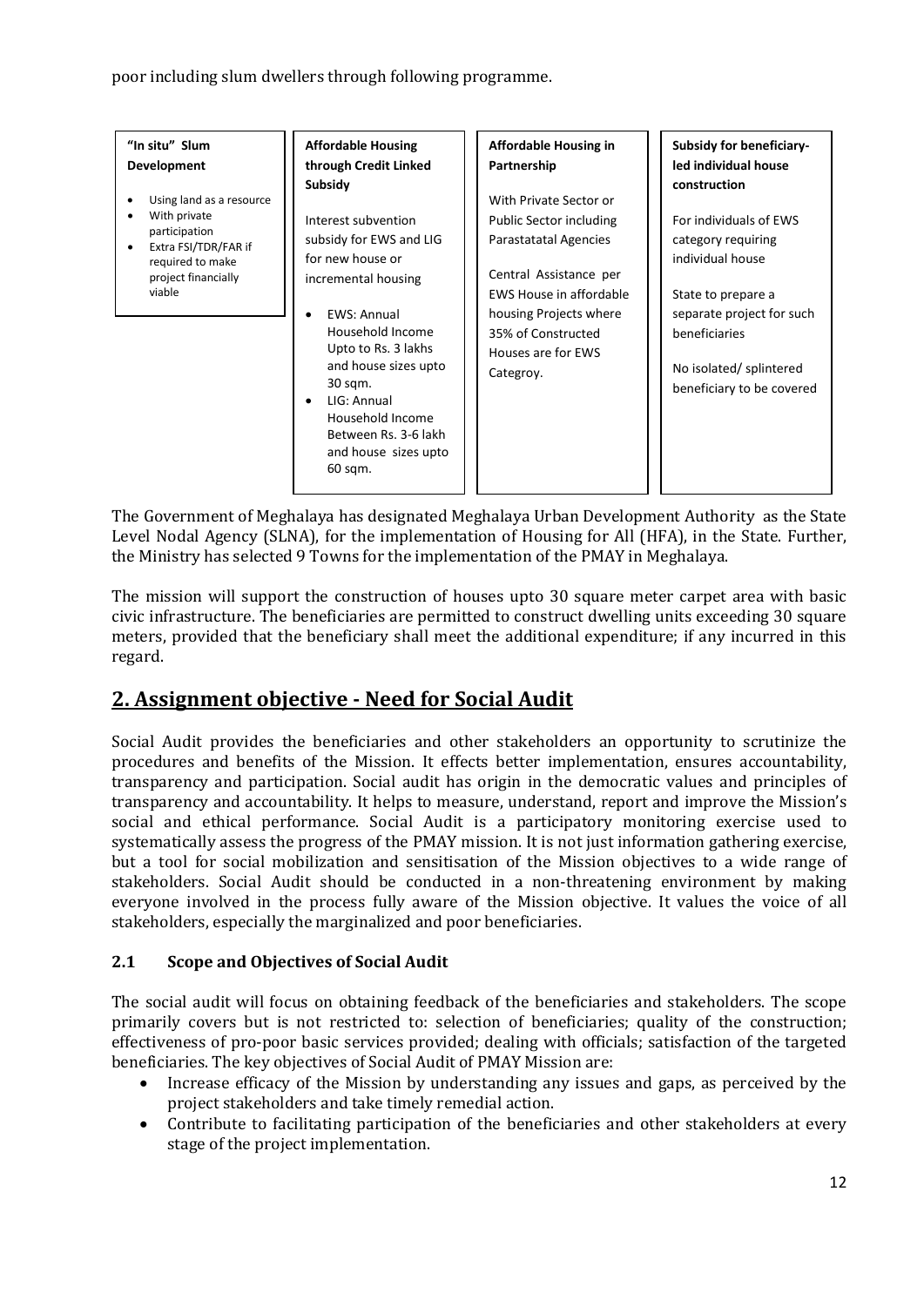poor including slum dwellers through following programme.

| "In situ" Slum Development | Affordable Housing through Credit Linked Subsidy | Affordable Housing in Partnership | Subsidy for beneficiary-led individual house construction |
|---|---|---|---|
| • Using land as a resource<br>• With private participation<br>• Extra FSI/TDR/FAR if required to make project financially viable | Interest subvention subsidy for EWS and LIG for new house or incremental housing<br><br>• EWS: Annual Household Income Upto to Rs. 3 lakhs and house sizes upto 30 sqm.<br>• LIG: Annual Household Income Between Rs. 3-6 lakh and house sizes upto 60 sqm. | With Private Sector or Public Sector including Parastatatal Agencies<br><br>Central Assistance per EWS House in affordable housing Projects where 35% of Constructed Houses are for EWS Categroy. | For individuals of EWS category requiring individual house<br><br>State to prepare a separate project for such beneficiaries<br><br>No isolated/ splintered beneficiary to be covered |

The Government of Meghalaya has designated Meghalaya Urban Development Authority as the State Level Nodal Agency (SLNA), for the implementation of Housing for All (HFA), in the State. Further, the Ministry has selected 9 Towns for the implementation of the PMAY in Meghalaya.

The mission will support the construction of houses upto 30 square meter carpet area with basic civic infrastructure. The beneficiaries are permitted to construct dwelling units exceeding 30 square meters, provided that the beneficiary shall meet the additional expenditure; if any incurred in this regard.

## 2. Assignment objective - Need for Social Audit

Social Audit provides the beneficiaries and other stakeholders an opportunity to scrutinize the procedures and benefits of the Mission. It effects better implementation, ensures accountability, transparency and participation. Social audit has origin in the democratic values and principles of transparency and accountability. It helps to measure, understand, report and improve the Mission's social and ethical performance. Social Audit is a participatory monitoring exercise used to systematically assess the progress of the PMAY mission. It is not just information gathering exercise, but a tool for social mobilization and sensitisation of the Mission objectives to a wide range of stakeholders. Social Audit should be conducted in a non-threatening environment by making everyone involved in the process fully aware of the Mission objective. It values the voice of all stakeholders, especially the marginalized and poor beneficiaries.

### 2.1 Scope and Objectives of Social Audit

The social audit will focus on obtaining feedback of the beneficiaries and stakeholders. The scope primarily covers but is not restricted to: selection of beneficiaries; quality of the construction; effectiveness of pro-poor basic services provided; dealing with officials; satisfaction of the targeted beneficiaries. The key objectives of Social Audit of PMAY Mission are:

- Increase efficacy of the Mission by understanding any issues and gaps, as perceived by the project stakeholders and take timely remedial action.
- Contribute to facilitating participation of the beneficiaries and other stakeholders at every stage of the project implementation.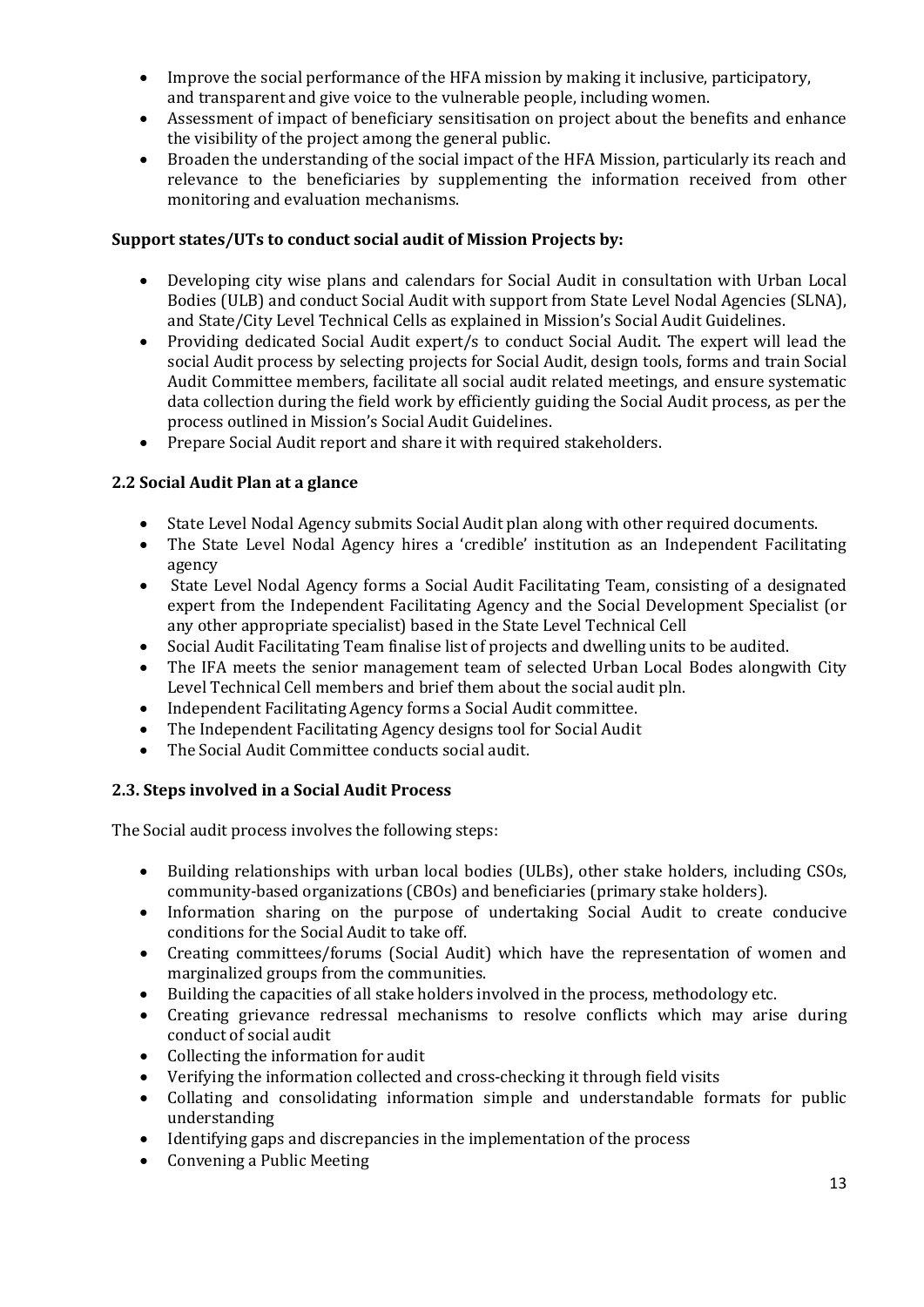- Improve the social performance of the HFA mission by making it inclusive, participatory, and transparent and give voice to the vulnerable people, including women.
- Assessment of impact of beneficiary sensitisation on project about the benefits and enhance the visibility of the project among the general public.
- Broaden the understanding of the social impact of the HFA Mission, particularly its reach and relevance to the beneficiaries by supplementing the information received from other monitoring and evaluation mechanisms.

**Support states/UTs to conduct social audit of Mission Projects by:**

- Developing city wise plans and calendars for Social Audit in consultation with Urban Local Bodies (ULB) and conduct Social Audit with support from State Level Nodal Agencies (SLNA), and State/City Level Technical Cells as explained in Mission's Social Audit Guidelines.
- Providing dedicated Social Audit expert/s to conduct Social Audit. The expert will lead the social Audit process by selecting projects for Social Audit, design tools, forms and train Social Audit Committee members, facilitate all social audit related meetings, and ensure systematic data collection during the field work by efficiently guiding the Social Audit process, as per the process outlined in Mission's Social Audit Guidelines.
- Prepare Social Audit report and share it with required stakeholders.

### 2.2 Social Audit Plan at a glance

- State Level Nodal Agency submits Social Audit plan along with other required documents.
- The State Level Nodal Agency hires a 'credible' institution as an Independent Facilitating agency
- State Level Nodal Agency forms a Social Audit Facilitating Team, consisting of a designated expert from the Independent Facilitating Agency and the Social Development Specialist (or any other appropriate specialist) based in the State Level Technical Cell
- Social Audit Facilitating Team finalise list of projects and dwelling units to be audited.
- The IFA meets the senior management team of selected Urban Local Bodes alongwith City Level Technical Cell members and brief them about the social audit pln.
- Independent Facilitating Agency forms a Social Audit committee.
- The Independent Facilitating Agency designs tool for Social Audit
- The Social Audit Committee conducts social audit.

### 2.3. Steps involved in a Social Audit Process

The Social audit process involves the following steps:

- Building relationships with urban local bodies (ULBs), other stake holders, including CSOs, community-based organizations (CBOs) and beneficiaries (primary stake holders).
- Information sharing on the purpose of undertaking Social Audit to create conducive conditions for the Social Audit to take off.
- Creating committees/forums (Social Audit) which have the representation of women and marginalized groups from the communities.
- Building the capacities of all stake holders involved in the process, methodology etc.
- Creating grievance redressal mechanisms to resolve conflicts which may arise during conduct of social audit
- Collecting the information for audit
- Verifying the information collected and cross-checking it through field visits
- Collating and consolidating information simple and understandable formats for public understanding
- Identifying gaps and discrepancies in the implementation of the process
- Convening a Public Meeting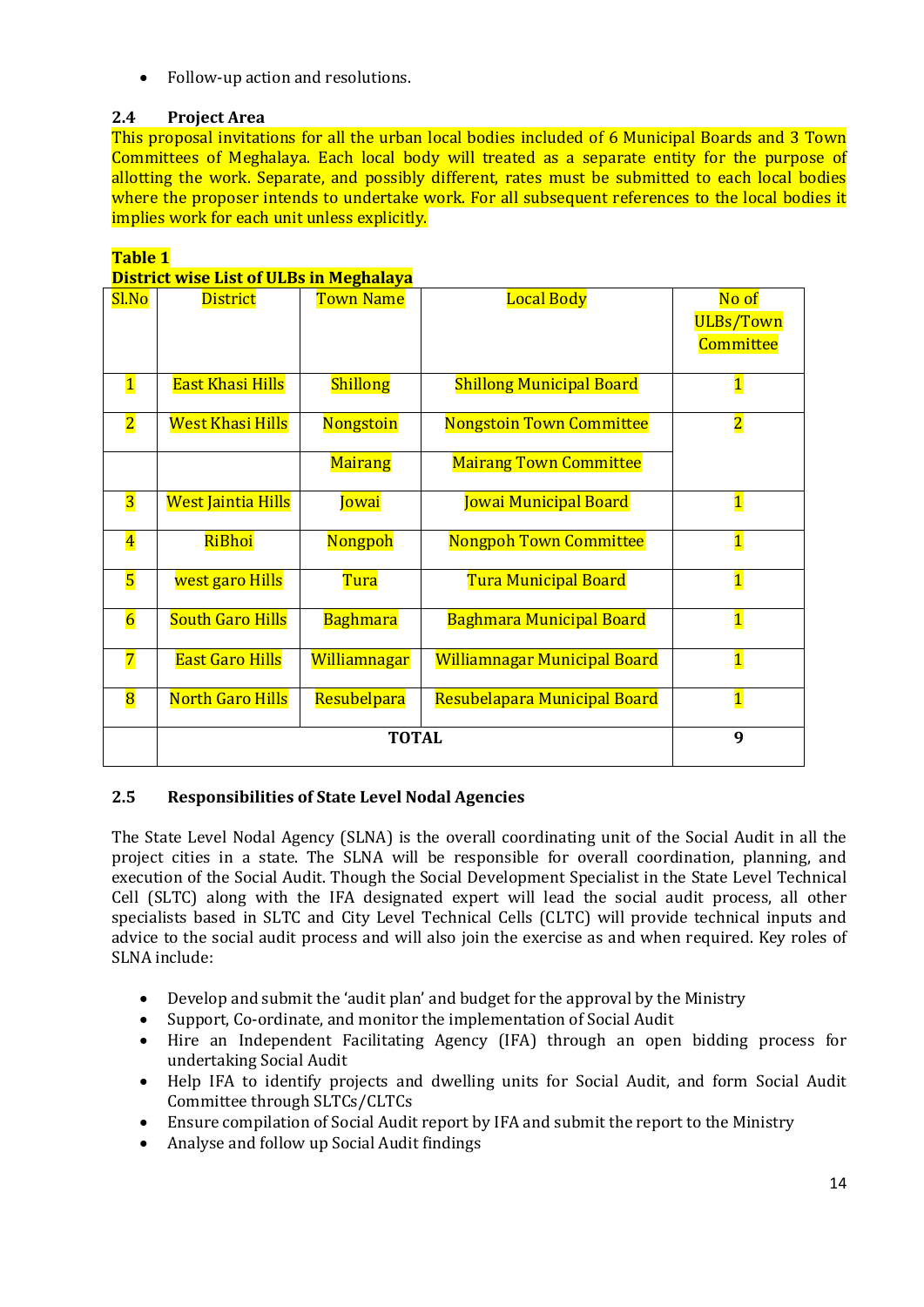- Follow-up action and resolutions.

### 2.4 Project Area

This proposal invitations for all the urban local bodies included of 6 Municipal Boards and 3 Town Committees of Meghalaya. Each local body will treated as a separate entity for the purpose of allotting the work. Separate, and possibly different, rates must be submitted to each local bodies where the proposer intends to undertake work. For all subsequent references to the local bodies it implies work for each unit unless explicitly.

**Table 1**
**District wise List of ULBs in Meghalaya**

| Sl.No | District | Town Name | Local Body | No of ULBs/Town Committee |
|---|---|---|---|---|
| 1 | East Khasi Hills | Shillong | Shillong Municipal Board | 1 |
| 2 | West Khasi Hills | Nongstoin | Nongstoin Town Committee | 2 |
| | | Mairang | Mairang Town Committee | |
| 3 | West Jaintia Hills | Jowai | Jowai Municipal Board | 1 |
| 4 | RiBhoi | Nongpoh | Nongpoh Town Committee | 1 |
| 5 | west garo Hills | Tura | Tura Municipal Board | 1 |
| 6 | South Garo Hills | Baghmara | Baghmara Municipal Board | 1 |
| 7 | East Garo Hills | Williamnagar | Williamnagar Municipal Board | 1 |
| 8 | North Garo Hills | Resubelpara | Resubelapara Municipal Board | 1 |
| | **TOTAL** | | | **9** |

### 2.5 Responsibilities of State Level Nodal Agencies

The State Level Nodal Agency (SLNA) is the overall coordinating unit of the Social Audit in all the project cities in a state. The SLNA will be responsible for overall coordination, planning, and execution of the Social Audit. Though the Social Development Specialist in the State Level Technical Cell (SLTC) along with the IFA designated expert will lead the social audit process, all other specialists based in SLTC and City Level Technical Cells (CLTC) will provide technical inputs and advice to the social audit process and will also join the exercise as and when required. Key roles of SLNA include:

- Develop and submit the 'audit plan' and budget for the approval by the Ministry
- Support, Co-ordinate, and monitor the implementation of Social Audit
- Hire an Independent Facilitating Agency (IFA) through an open bidding process for undertaking Social Audit
- Help IFA to identify projects and dwelling units for Social Audit, and form Social Audit Committee through SLTCs/CLTCs
- Ensure compilation of Social Audit report by IFA and submit the report to the Ministry
- Analyse and follow up Social Audit findings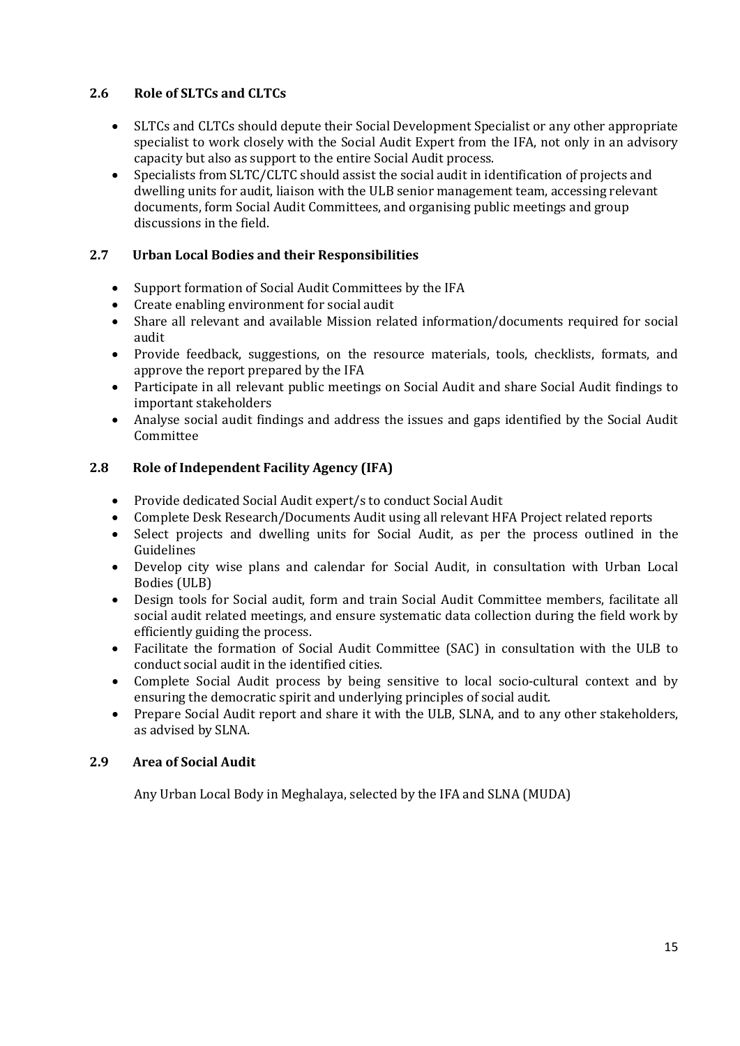## 2.6 Role of SLTCs and CLTCs

- SLTCs and CLTCs should depute their Social Development Specialist or any other appropriate specialist to work closely with the Social Audit Expert from the IFA, not only in an advisory capacity but also as support to the entire Social Audit process.
- Specialists from SLTC/CLTC should assist the social audit in identification of projects and dwelling units for audit, liaison with the ULB senior management team, accessing relevant documents, form Social Audit Committees, and organising public meetings and group discussions in the field.

## 2.7 Urban Local Bodies and their Responsibilities

- Support formation of Social Audit Committees by the IFA
- Create enabling environment for social audit
- Share all relevant and available Mission related information/documents required for social audit
- Provide feedback, suggestions, on the resource materials, tools, checklists, formats, and approve the report prepared by the IFA
- Participate in all relevant public meetings on Social Audit and share Social Audit findings to important stakeholders
- Analyse social audit findings and address the issues and gaps identified by the Social Audit Committee

## 2.8 Role of Independent Facility Agency (IFA)

- Provide dedicated Social Audit expert/s to conduct Social Audit
- Complete Desk Research/Documents Audit using all relevant HFA Project related reports
- Select projects and dwelling units for Social Audit, as per the process outlined in the Guidelines
- Develop city wise plans and calendar for Social Audit, in consultation with Urban Local Bodies (ULB)
- Design tools for Social audit, form and train Social Audit Committee members, facilitate all social audit related meetings, and ensure systematic data collection during the field work by efficiently guiding the process.
- Facilitate the formation of Social Audit Committee (SAC) in consultation with the ULB to conduct social audit in the identified cities.
- Complete Social Audit process by being sensitive to local socio-cultural context and by ensuring the democratic spirit and underlying principles of social audit.
- Prepare Social Audit report and share it with the ULB, SLNA, and to any other stakeholders, as advised by SLNA.

## 2.9 Area of Social Audit

Any Urban Local Body in Meghalaya, selected by the IFA and SLNA (MUDA)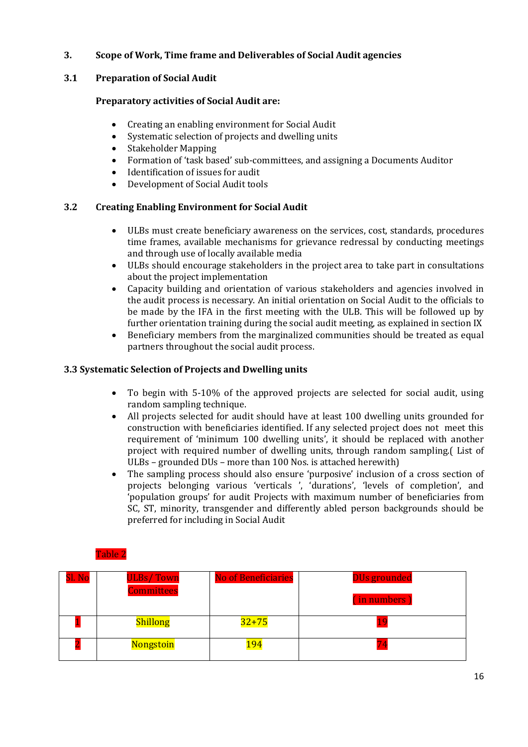## 3. Scope of Work, Time frame and Deliverables of Social Audit agencies

### 3.1 Preparation of Social Audit

**Preparatory activities of Social Audit are:**

- Creating an enabling environment for Social Audit
- Systematic selection of projects and dwelling units
- Stakeholder Mapping
- Formation of 'task based' sub-committees, and assigning a Documents Auditor
- Identification of issues for audit
- Development of Social Audit tools

### 3.2 Creating Enabling Environment for Social Audit

- ULBs must create beneficiary awareness on the services, cost, standards, procedures time frames, available mechanisms for grievance redressal by conducting meetings and through use of locally available media
- ULBs should encourage stakeholders in the project area to take part in consultations about the project implementation
- Capacity building and orientation of various stakeholders and agencies involved in the audit process is necessary. An initial orientation on Social Audit to the officials to be made by the IFA in the first meeting with the ULB. This will be followed up by further orientation training during the social audit meeting, as explained in section IX
- Beneficiary members from the marginalized communities should be treated as equal partners throughout the social audit process.

### 3.3 Systematic Selection of Projects and Dwelling units

- To begin with 5-10% of the approved projects are selected for social audit, using random sampling technique.
- All projects selected for audit should have at least 100 dwelling units grounded for construction with beneficiaries identified. If any selected project does not meet this requirement of 'minimum 100 dwelling units', it should be replaced with another project with required number of dwelling units, through random sampling.( List of ULBs – grounded DUs – more than 100 Nos. is attached herewith)
- The sampling process should also ensure 'purposive' inclusion of a cross section of projects belonging various 'verticals ', 'durations', 'levels of completion', and 'population groups' for audit Projects with maximum number of beneficiaries from SC, ST, minority, transgender and differently abled person backgrounds should be preferred for including in Social Audit

Table 2

| Sl. No | ULBs/ Town Committees | No of Beneficiaries | DUs grounded ( in numbers ) |
|---|---|---|---|
| 1 | Shillong | 32+75 | 19 |
| 2 | Nongstoin | 194 | 74 |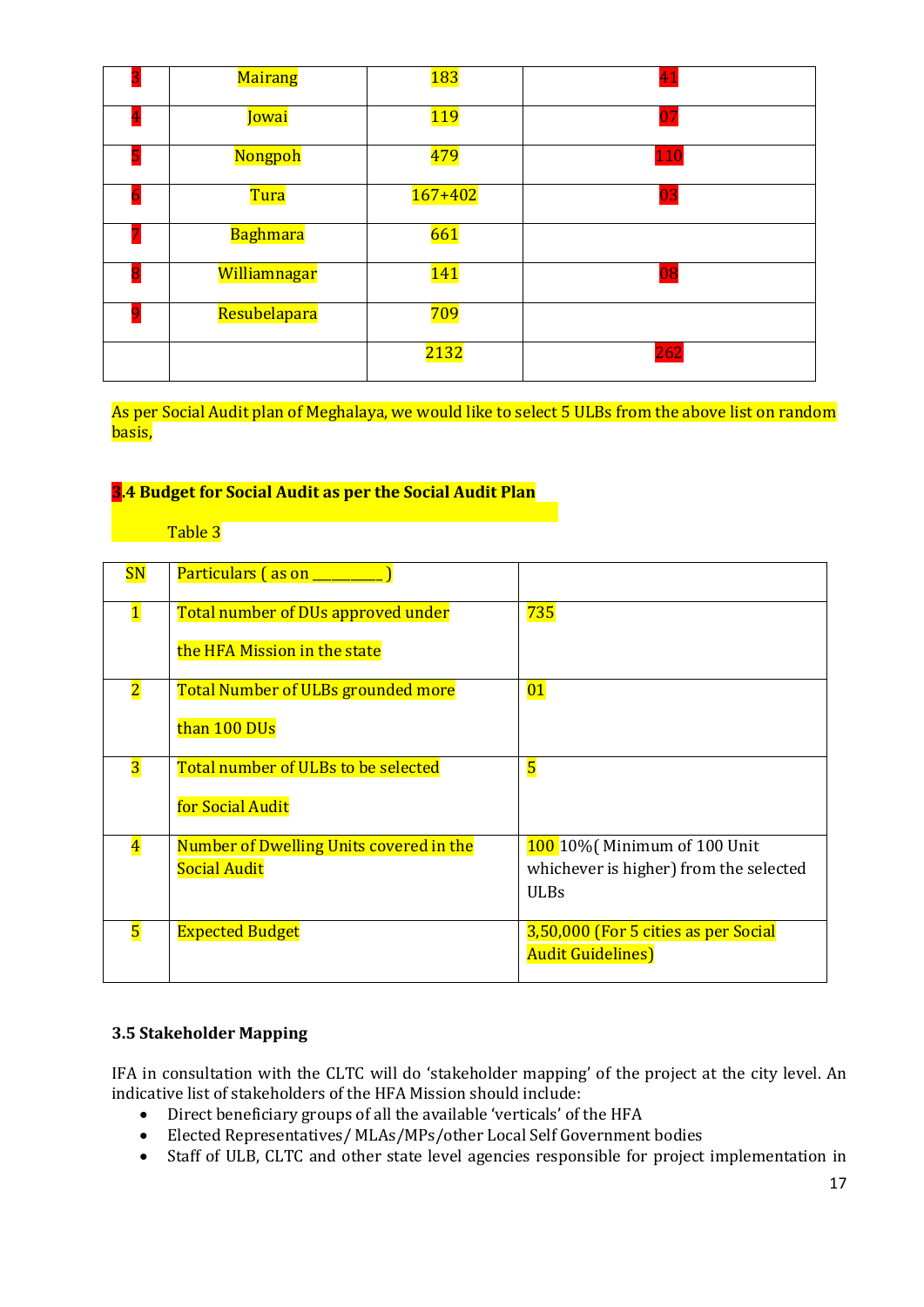| 3 | Mairang | 183 | 41 |
|---|---|---|---|
| 4 | Jowai | 119 | 07 |
| 5 | Nongpoh | 479 | 110 |
| 6 | Tura | 167+402 | 03 |
| 7 | Baghmara | 661 | |
| 8 | Williamnagar | 141 | 08 |
| 9 | Resubelapara | 709 | |
| | | 2132 | 262 |

As per Social Audit plan of Meghalaya, we would like to select 5 ULBs from the above list on random basis,

### 3.4 Budget for Social Audit as per the Social Audit Plan

Table 3

| SN | Particulars ( as on _________ ) | |
|---|---|---|
| 1 | Total number of DUs approved under the HFA Mission in the state | 735 |
| 2 | Total Number of ULBs grounded more than 100 DUs | 01 |
| 3 | Total number of ULBs to be selected for Social Audit | 5 |
| 4 | Number of Dwelling Units covered in the Social Audit | 100 10%( Minimum of 100 Unit whichever is higher) from the selected ULBs |
| 5 | Expected Budget | 3,50,000 (For 5 cities as per Social Audit Guidelines) |

### 3.5 Stakeholder Mapping

IFA in consultation with the CLTC will do 'stakeholder mapping' of the project at the city level. An indicative list of stakeholders of the HFA Mission should include:

- Direct beneficiary groups of all the available 'verticals' of the HFA
- Elected Representatives/ MLAs/MPs/other Local Self Government bodies
- Staff of ULB, CLTC and other state level agencies responsible for project implementation in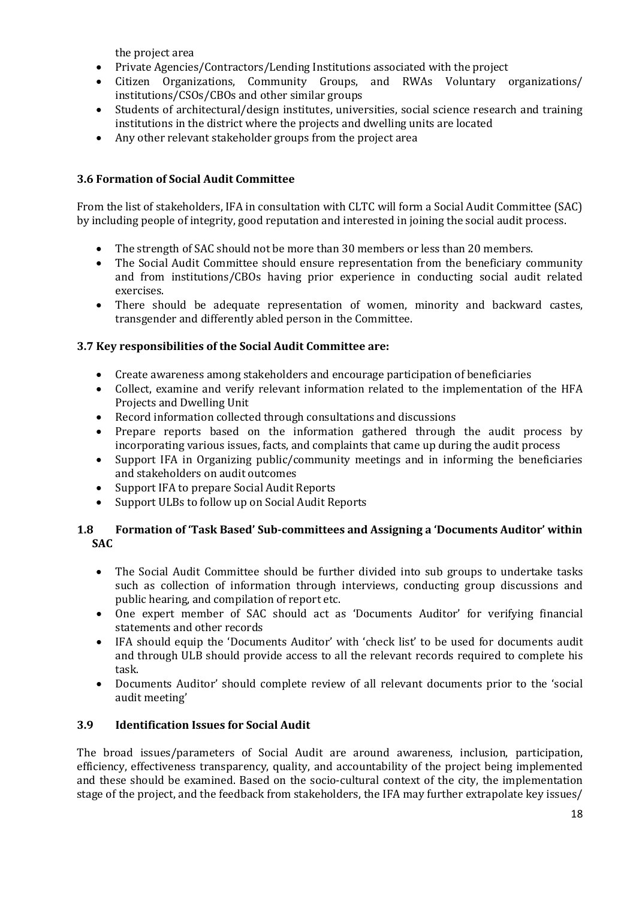the project area

- Private Agencies/Contractors/Lending Institutions associated with the project
- Citizen Organizations, Community Groups, and RWAs Voluntary organizations/ institutions/CSOs/CBOs and other similar groups
- Students of architectural/design institutes, universities, social science research and training institutions in the district where the projects and dwelling units are located
- Any other relevant stakeholder groups from the project area

### 3.6 Formation of Social Audit Committee

From the list of stakeholders, IFA in consultation with CLTC will form a Social Audit Committee (SAC) by including people of integrity, good reputation and interested in joining the social audit process.

- The strength of SAC should not be more than 30 members or less than 20 members.
- The Social Audit Committee should ensure representation from the beneficiary community and from institutions/CBOs having prior experience in conducting social audit related exercises.
- There should be adequate representation of women, minority and backward castes, transgender and differently abled person in the Committee.

### 3.7 Key responsibilities of the Social Audit Committee are:

- Create awareness among stakeholders and encourage participation of beneficiaries
- Collect, examine and verify relevant information related to the implementation of the HFA Projects and Dwelling Unit
- Record information collected through consultations and discussions
- Prepare reports based on the information gathered through the audit process by incorporating various issues, facts, and complaints that came up during the audit process
- Support IFA in Organizing public/community meetings and in informing the beneficiaries and stakeholders on audit outcomes
- Support IFA to prepare Social Audit Reports
- Support ULBs to follow up on Social Audit Reports

### 1.8 Formation of 'Task Based' Sub-committees and Assigning a 'Documents Auditor' within SAC

- The Social Audit Committee should be further divided into sub groups to undertake tasks such as collection of information through interviews, conducting group discussions and public hearing, and compilation of report etc.
- One expert member of SAC should act as 'Documents Auditor' for verifying financial statements and other records
- IFA should equip the 'Documents Auditor' with 'check list' to be used for documents audit and through ULB should provide access to all the relevant records required to complete his task.
- Documents Auditor' should complete review of all relevant documents prior to the 'social audit meeting'

### 3.9 Identification Issues for Social Audit

The broad issues/parameters of Social Audit are around awareness, inclusion, participation, efficiency, effectiveness transparency, quality, and accountability of the project being implemented and these should be examined. Based on the socio-cultural context of the city, the implementation stage of the project, and the feedback from stakeholders, the IFA may further extrapolate key issues/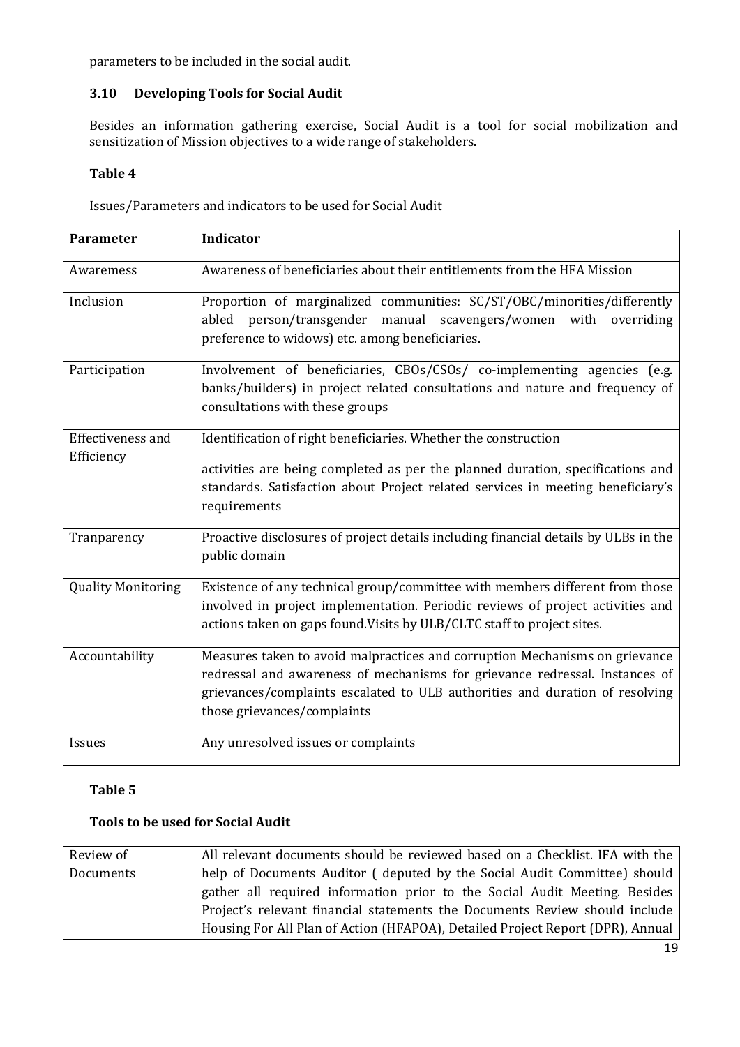parameters to be included in the social audit.

### 3.10 Developing Tools for Social Audit

Besides an information gathering exercise, Social Audit is a tool for social mobilization and sensitization of Mission objectives to a wide range of stakeholders.

**Table 4**

Issues/Parameters and indicators to be used for Social Audit

| **Parameter** | **Indicator** |
|---|---|
| Awaremess | Awareness of beneficiaries about their entitlements from the HFA Mission |
| Inclusion | Proportion of marginalized communities: SC/ST/OBC/minorities/differently abled person/transgender manual scavengers/women with overriding preference to widows) etc. among beneficiaries. |
| Participation | Involvement of beneficiaries, CBOs/CSOs/ co-implementing agencies (e.g. banks/builders) in project related consultations and nature and frequency of consultations with these groups |
| Effectiveness and Efficiency | Identification of right beneficiaries. Whether the construction activities are being completed as per the planned duration, specifications and standards. Satisfaction about Project related services in meeting beneficiary's requirements |
| Tranparency | Proactive disclosures of project details including financial details by ULBs in the public domain |
| Quality Monitoring | Existence of any technical group/committee with members different from those involved in project implementation. Periodic reviews of project activities and actions taken on gaps found.Visits by ULB/CLTC staff to project sites. |
| Accountability | Measures taken to avoid malpractices and corruption Mechanisms on grievance redressal and awareness of mechanisms for grievance redressal. Instances of grievances/complaints escalated to ULB authorities and duration of resolving those grievances/complaints |
| Issues | Any unresolved issues or complaints |

**Table 5**

**Tools to be used for Social Audit**

| | |
|---|---|
| Review of Documents | All relevant documents should be reviewed based on a Checklist. IFA with the help of Documents Auditor ( deputed by the Social Audit Committee) should gather all required information prior to the Social Audit Meeting. Besides Project's relevant financial statements the Documents Review should include Housing For All Plan of Action (HFAPOA), Detailed Project Report (DPR), Annual |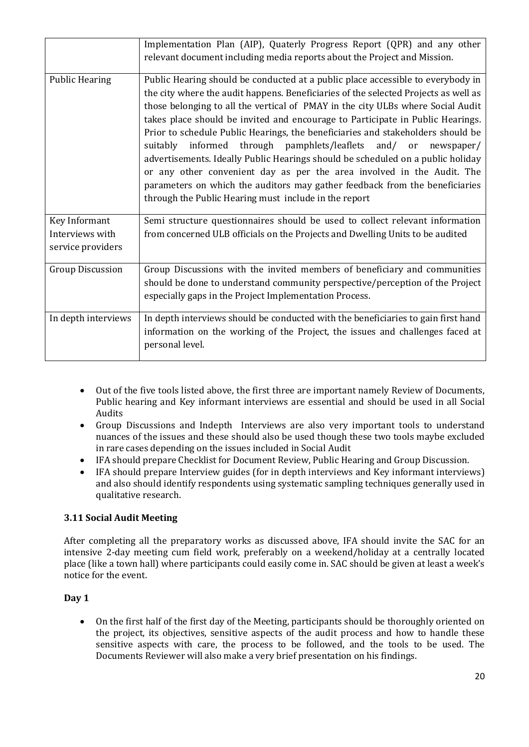| | |
|---|---|
| | Implementation Plan (AIP), Quaterly Progress Report (QPR) and any other relevant document including media reports about the Project and Mission. |
| Public Hearing | Public Hearing should be conducted at a public place accessible to everybody in the city where the audit happens. Beneficiaries of the selected Projects as well as those belonging to all the vertical of PMAY in the city ULBs where Social Audit takes place should be invited and encourage to Participate in Public Hearings. Prior to schedule Public Hearings, the beneficiaries and stakeholders should be suitably informed through pamphlets/leaflets and/ or newspaper/ advertisements. Ideally Public Hearings should be scheduled on a public holiday or any other convenient day as per the area involved in the Audit. The parameters on which the auditors may gather feedback from the beneficiaries through the Public Hearing must include in the report |
| Key Informant Interviews with service providers | Semi structure questionnaires should be used to collect relevant information from concerned ULB officials on the Projects and Dwelling Units to be audited |
| Group Discussion | Group Discussions with the invited members of beneficiary and communities should be done to understand community perspective/perception of the Project especially gaps in the Project Implementation Process. |
| In depth interviews | In depth interviews should be conducted with the beneficiaries to gain first hand information on the working of the Project, the issues and challenges faced at personal level. |

- Out of the five tools listed above, the first three are important namely Review of Documents, Public hearing and Key informant interviews are essential and should be used in all Social Audits
- Group Discussions and Indepth Interviews are also very important tools to understand nuances of the issues and these should also be used though these two tools maybe excluded in rare cases depending on the issues included in Social Audit
- IFA should prepare Checklist for Document Review, Public Hearing and Group Discussion.
- IFA should prepare Interview guides (for in depth interviews and Key informant interviews) and also should identify respondents using systematic sampling techniques generally used in qualitative research.

### 3.11 Social Audit Meeting

After completing all the preparatory works as discussed above, IFA should invite the SAC for an intensive 2-day meeting cum field work, preferably on a weekend/holiday at a centrally located place (like a town hall) where participants could easily come in. SAC should be given at least a week's notice for the event.

**Day 1**

- On the first half of the first day of the Meeting, participants should be thoroughly oriented on the project, its objectives, sensitive aspects of the audit process and how to handle these sensitive aspects with care, the process to be followed, and the tools to be used. The Documents Reviewer will also make a very brief presentation on his findings.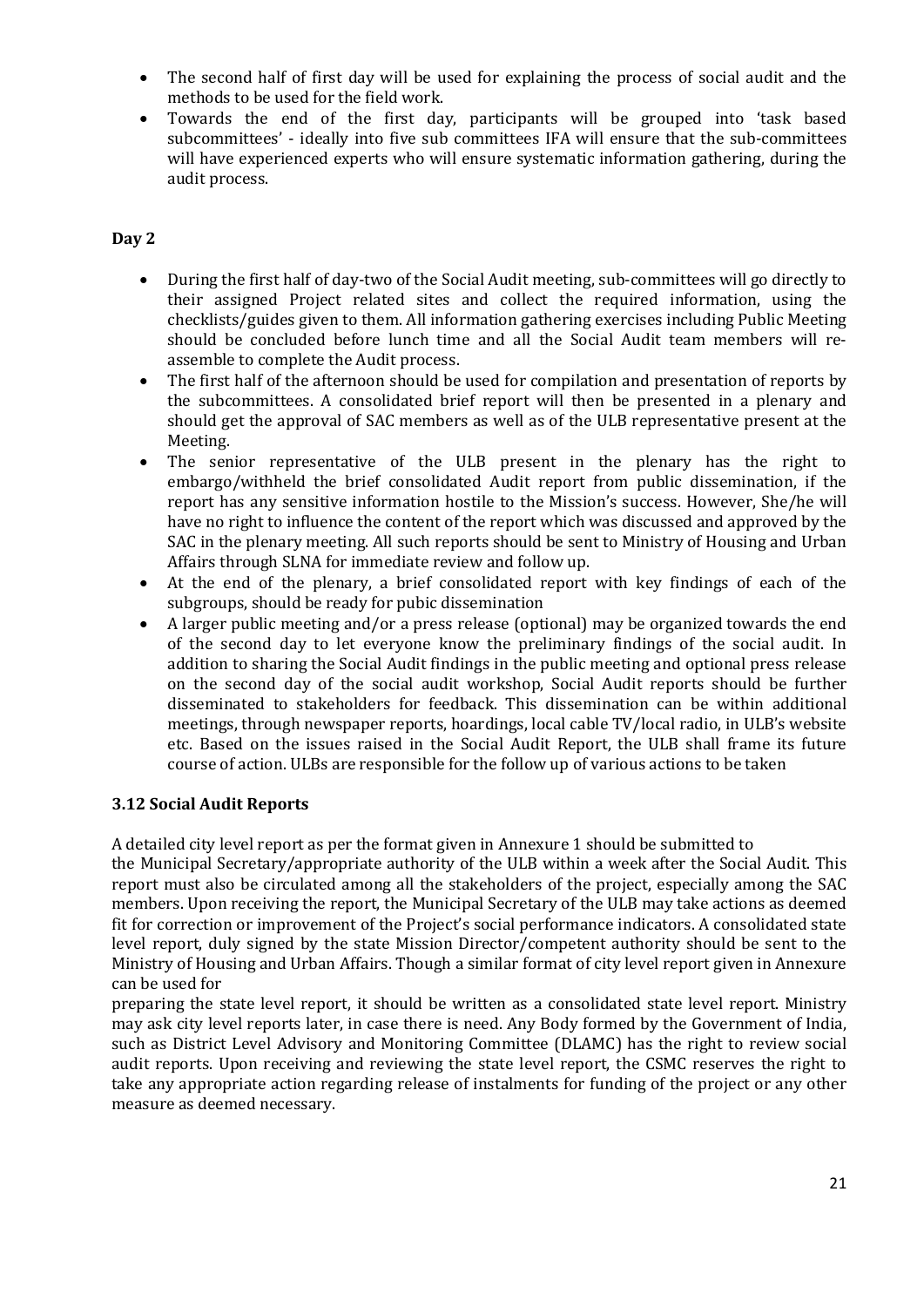- The second half of first day will be used for explaining the process of social audit and the methods to be used for the field work.
- Towards the end of the first day, participants will be grouped into 'task based subcommittees' - ideally into five sub committees IFA will ensure that the sub-committees will have experienced experts who will ensure systematic information gathering, during the audit process.

**Day 2**

- During the first half of day-two of the Social Audit meeting, sub-committees will go directly to their assigned Project related sites and collect the required information, using the checklists/guides given to them. All information gathering exercises including Public Meeting should be concluded before lunch time and all the Social Audit team members will re-assemble to complete the Audit process.
- The first half of the afternoon should be used for compilation and presentation of reports by the subcommittees. A consolidated brief report will then be presented in a plenary and should get the approval of SAC members as well as of the ULB representative present at the Meeting.
- The senior representative of the ULB present in the plenary has the right to embargo/withheld the brief consolidated Audit report from public dissemination, if the report has any sensitive information hostile to the Mission's success. However, She/he will have no right to influence the content of the report which was discussed and approved by the SAC in the plenary meeting. All such reports should be sent to Ministry of Housing and Urban Affairs through SLNA for immediate review and follow up.
- At the end of the plenary, a brief consolidated report with key findings of each of the subgroups, should be ready for pubic dissemination
- A larger public meeting and/or a press release (optional) may be organized towards the end of the second day to let everyone know the preliminary findings of the social audit. In addition to sharing the Social Audit findings in the public meeting and optional press release on the second day of the social audit workshop, Social Audit reports should be further disseminated to stakeholders for feedback. This dissemination can be within additional meetings, through newspaper reports, hoardings, local cable TV/local radio, in ULB's website etc. Based on the issues raised in the Social Audit Report, the ULB shall frame its future course of action. ULBs are responsible for the follow up of various actions to be taken

### 3.12 Social Audit Reports

A detailed city level report as per the format given in Annexure 1 should be submitted to the Municipal Secretary/appropriate authority of the ULB within a week after the Social Audit. This report must also be circulated among all the stakeholders of the project, especially among the SAC members. Upon receiving the report, the Municipal Secretary of the ULB may take actions as deemed fit for correction or improvement of the Project's social performance indicators. A consolidated state level report, duly signed by the state Mission Director/competent authority should be sent to the Ministry of Housing and Urban Affairs. Though a similar format of city level report given in Annexure can be used for preparing the state level report, it should be written as a consolidated state level report. Ministry may ask city level reports later, in case there is need. Any Body formed by the Government of India, such as District Level Advisory and Monitoring Committee (DLAMC) has the right to review social audit reports. Upon receiving and reviewing the state level report, the CSMC reserves the right to take any appropriate action regarding release of instalments for funding of the project or any other measure as deemed necessary.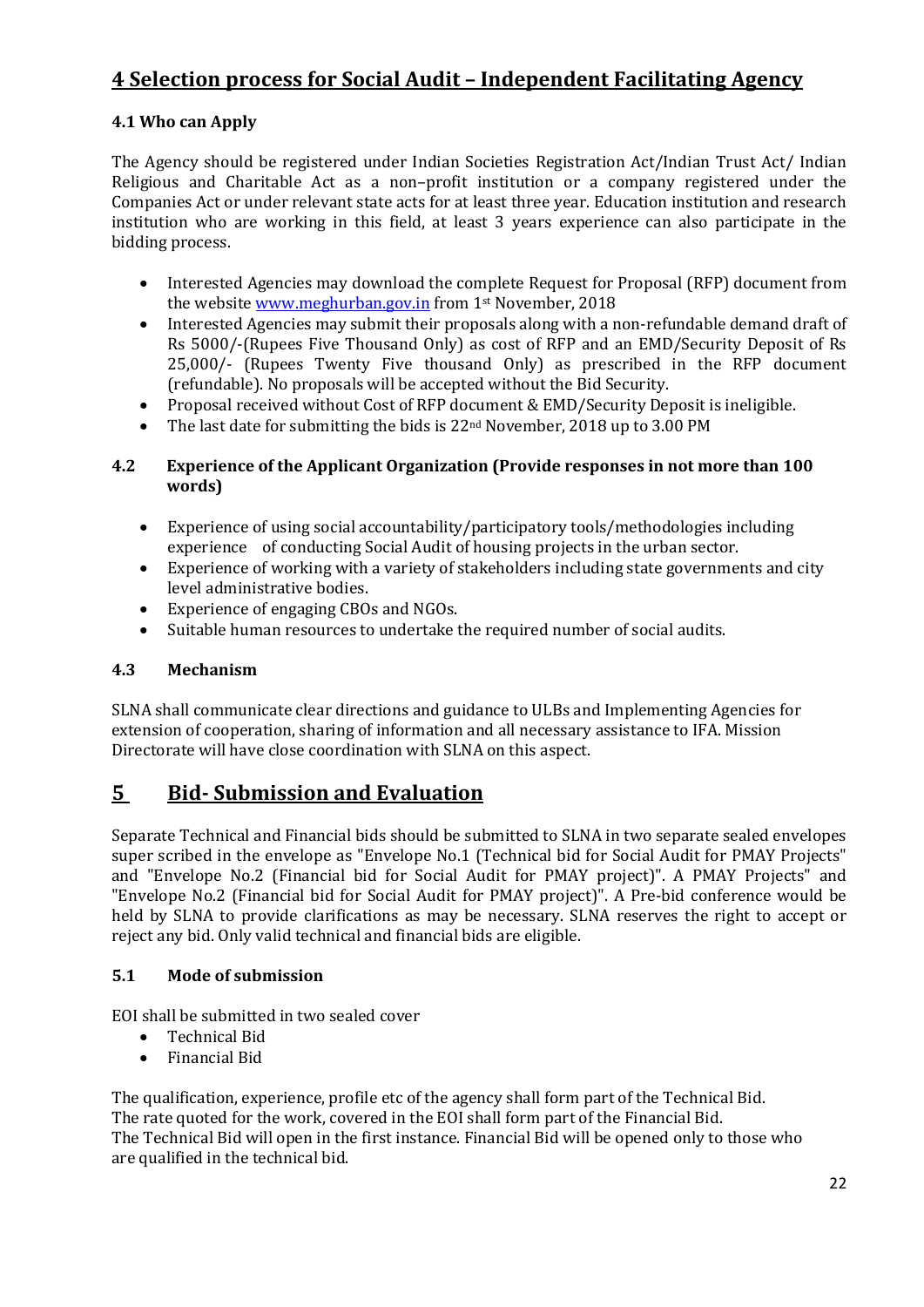## 4 Selection process for Social Audit – Independent Facilitating Agency

### 4.1 Who can Apply

The Agency should be registered under Indian Societies Registration Act/Indian Trust Act/ Indian Religious and Charitable Act as a non–profit institution or a company registered under the Companies Act or under relevant state acts for at least three year. Education institution and research institution who are working in this field, at least 3 years experience can also participate in the bidding process.

- Interested Agencies may download the complete Request for Proposal (RFP) document from the website [www.meghurban.gov.in](http://www.meghurban.gov.in) from 1st November, 2018
- Interested Agencies may submit their proposals along with a non-refundable demand draft of Rs 5000/-(Rupees Five Thousand Only) as cost of RFP and an EMD/Security Deposit of Rs 25,000/- (Rupees Twenty Five thousand Only) as prescribed in the RFP document (refundable). No proposals will be accepted without the Bid Security.
- Proposal received without Cost of RFP document & EMD/Security Deposit is ineligible.
- The last date for submitting the bids is 22nd November, 2018 up to 3.00 PM

### 4.2 Experience of the Applicant Organization (Provide responses in not more than 100 words)

- Experience of using social accountability/participatory tools/methodologies including experience of conducting Social Audit of housing projects in the urban sector.
- Experience of working with a variety of stakeholders including state governments and city level administrative bodies.
- Experience of engaging CBOs and NGOs.
- Suitable human resources to undertake the required number of social audits.

### 4.3 Mechanism

SLNA shall communicate clear directions and guidance to ULBs and Implementing Agencies for extension of cooperation, sharing of information and all necessary assistance to IFA. Mission Directorate will have close coordination with SLNA on this aspect.

## 5 Bid- Submission and Evaluation

Separate Technical and Financial bids should be submitted to SLNA in two separate sealed envelopes super scribed in the envelope as "Envelope No.1 (Technical bid for Social Audit for PMAY Projects" and "Envelope No.2 (Financial bid for Social Audit for PMAY project)". A PMAY Projects" and "Envelope No.2 (Financial bid for Social Audit for PMAY project)". A Pre-bid conference would be held by SLNA to provide clarifications as may be necessary. SLNA reserves the right to accept or reject any bid. Only valid technical and financial bids are eligible.

### 5.1 Mode of submission

EOI shall be submitted in two sealed cover

- Technical Bid
- Financial Bid

The qualification, experience, profile etc of the agency shall form part of the Technical Bid.
The rate quoted for the work, covered in the EOI shall form part of the Financial Bid.
The Technical Bid will open in the first instance. Financial Bid will be opened only to those who are qualified in the technical bid.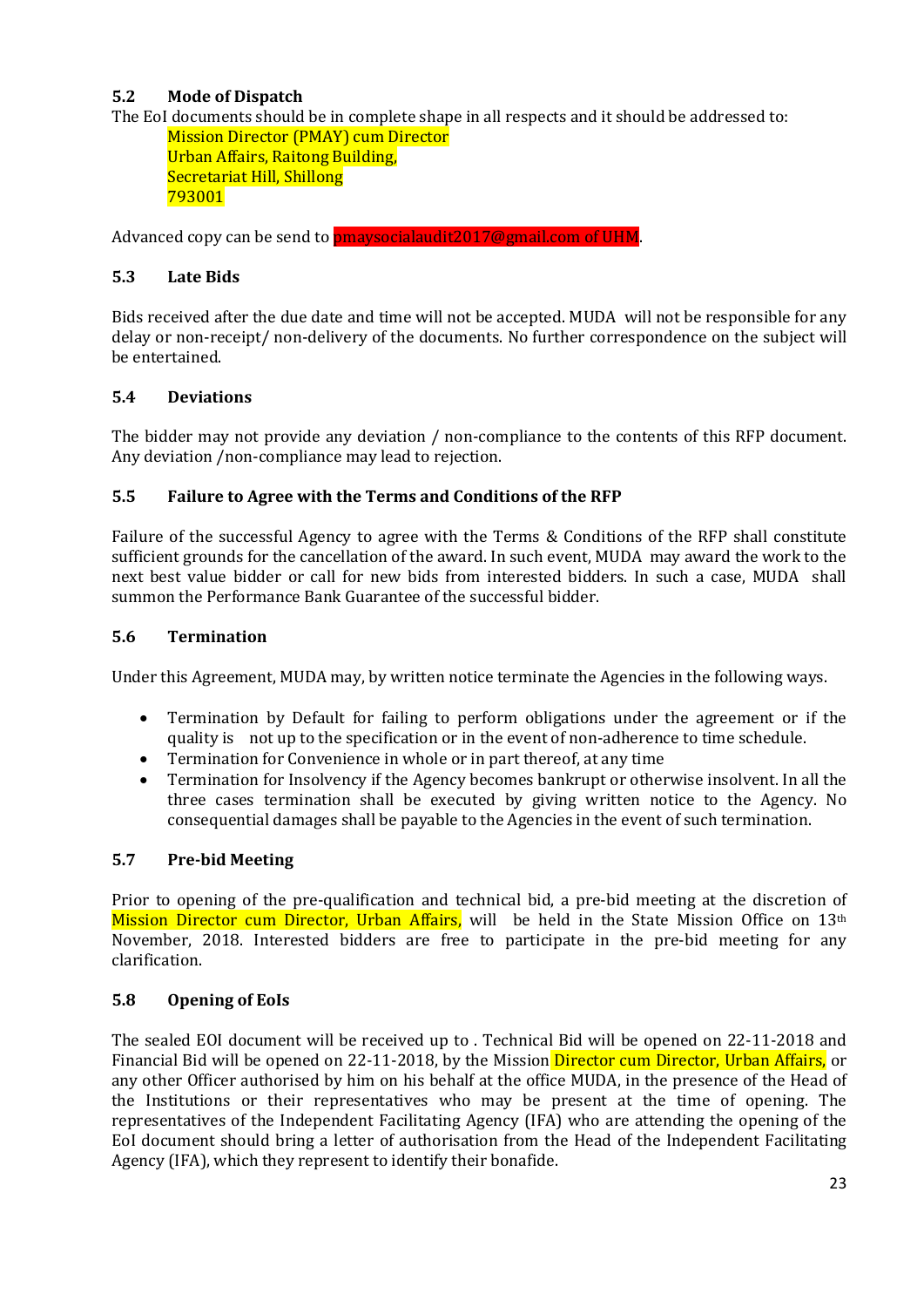### 5.2 Mode of Dispatch

The EoI documents should be in complete shape in all respects and it should be addressed to:

Mission Director (PMAY) cum Director
Urban Affairs, Raitong Building,
Secretariat Hill, Shillong
793001

Advanced copy can be send to pmaysocialaudit2017@gmail.com of UHM.

### 5.3 Late Bids

Bids received after the due date and time will not be accepted. MUDA will not be responsible for any delay or non-receipt/ non-delivery of the documents. No further correspondence on the subject will be entertained.

### 5.4 Deviations

The bidder may not provide any deviation / non-compliance to the contents of this RFP document. Any deviation /non-compliance may lead to rejection.

### 5.5 Failure to Agree with the Terms and Conditions of the RFP

Failure of the successful Agency to agree with the Terms & Conditions of the RFP shall constitute sufficient grounds for the cancellation of the award. In such event, MUDA may award the work to the next best value bidder or call for new bids from interested bidders. In such a case, MUDA shall summon the Performance Bank Guarantee of the successful bidder.

### 5.6 Termination

Under this Agreement, MUDA may, by written notice terminate the Agencies in the following ways.

- Termination by Default for failing to perform obligations under the agreement or if the quality is not up to the specification or in the event of non-adherence to time schedule.
- Termination for Convenience in whole or in part thereof, at any time
- Termination for Insolvency if the Agency becomes bankrupt or otherwise insolvent. In all the three cases termination shall be executed by giving written notice to the Agency. No consequential damages shall be payable to the Agencies in the event of such termination.

### 5.7 Pre-bid Meeting

Prior to opening of the pre-qualification and technical bid, a pre-bid meeting at the discretion of Mission Director cum Director, Urban Affairs, will be held in the State Mission Office on 13th November, 2018. Interested bidders are free to participate in the pre-bid meeting for any clarification.

### 5.8 Opening of EoIs

The sealed EOI document will be received up to . Technical Bid will be opened on 22-11-2018 and Financial Bid will be opened on 22-11-2018, by the Mission Director cum Director, Urban Affairs, or any other Officer authorised by him on his behalf at the office MUDA, in the presence of the Head of the Institutions or their representatives who may be present at the time of opening. The representatives of the Independent Facilitating Agency (IFA) who are attending the opening of the EoI document should bring a letter of authorisation from the Head of the Independent Facilitating Agency (IFA), which they represent to identify their bonafide.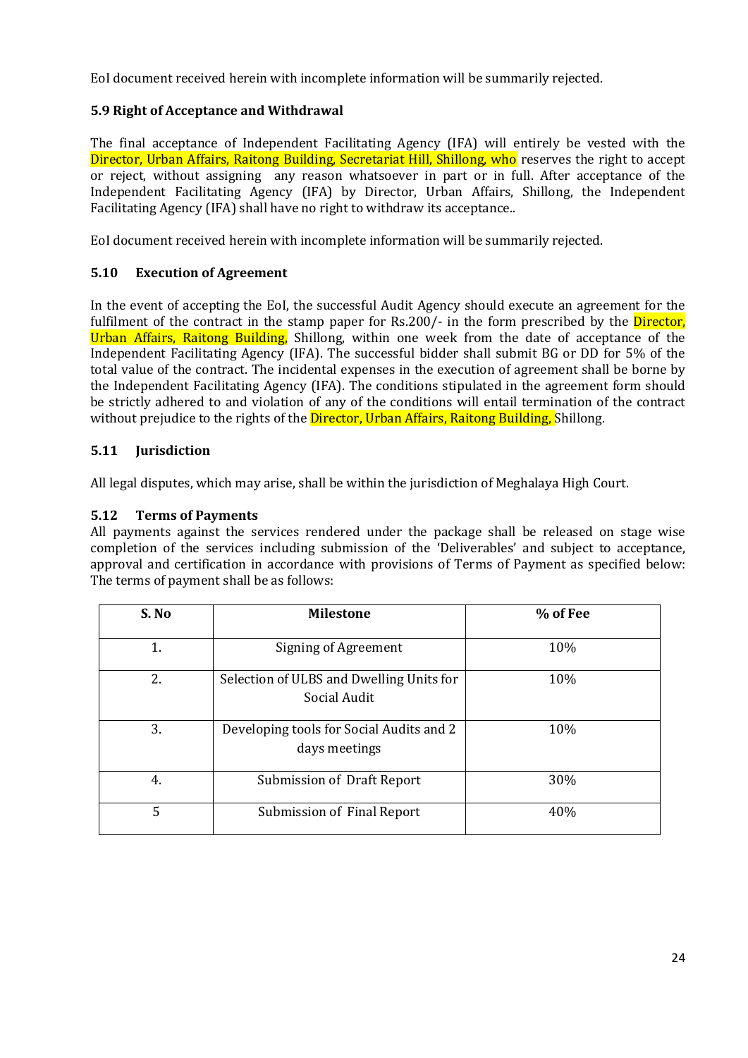EoI document received herein with incomplete information will be summarily rejected.

### 5.9 Right of Acceptance and Withdrawal

The final acceptance of Independent Facilitating Agency (IFA) will entirely be vested with the Director, Urban Affairs, Raitong Building, Secretariat Hill, Shillong, who reserves the right to accept or reject, without assigning any reason whatsoever in part or in full. After acceptance of the Independent Facilitating Agency (IFA) by Director, Urban Affairs, Shillong, the Independent Facilitating Agency (IFA) shall have no right to withdraw its acceptance..

EoI document received herein with incomplete information will be summarily rejected.

### 5.10 Execution of Agreement

In the event of accepting the EoI, the successful Audit Agency should execute an agreement for the fulfilment of the contract in the stamp paper for Rs.200/- in the form prescribed by the Director, Urban Affairs, Raitong Building, Shillong, within one week from the date of acceptance of the Independent Facilitating Agency (IFA). The successful bidder shall submit BG or DD for 5% of the total value of the contract. The incidental expenses in the execution of agreement shall be borne by the Independent Facilitating Agency (IFA). The conditions stipulated in the agreement form should be strictly adhered to and violation of any of the conditions will entail termination of the contract without prejudice to the rights of the Director, Urban Affairs, Raitong Building, Shillong.

### 5.11 Jurisdiction

All legal disputes, which may arise, shall be within the jurisdiction of Meghalaya High Court.

### 5.12 Terms of Payments

All payments against the services rendered under the package shall be released on stage wise completion of the services including submission of the 'Deliverables' and subject to acceptance, approval and certification in accordance with provisions of Terms of Payment as specified below: The terms of payment shall be as follows:

| S. No | Milestone | % of Fee |
|---|---|---|
| 1. | Signing of Agreement | 10% |
| 2. | Selection of ULBS and Dwelling Units for Social Audit | 10% |
| 3. | Developing tools for Social Audits and 2 days meetings | 10% |
| 4. | Submission of Draft Report | 30% |
| 5 | Submission of Final Report | 40% |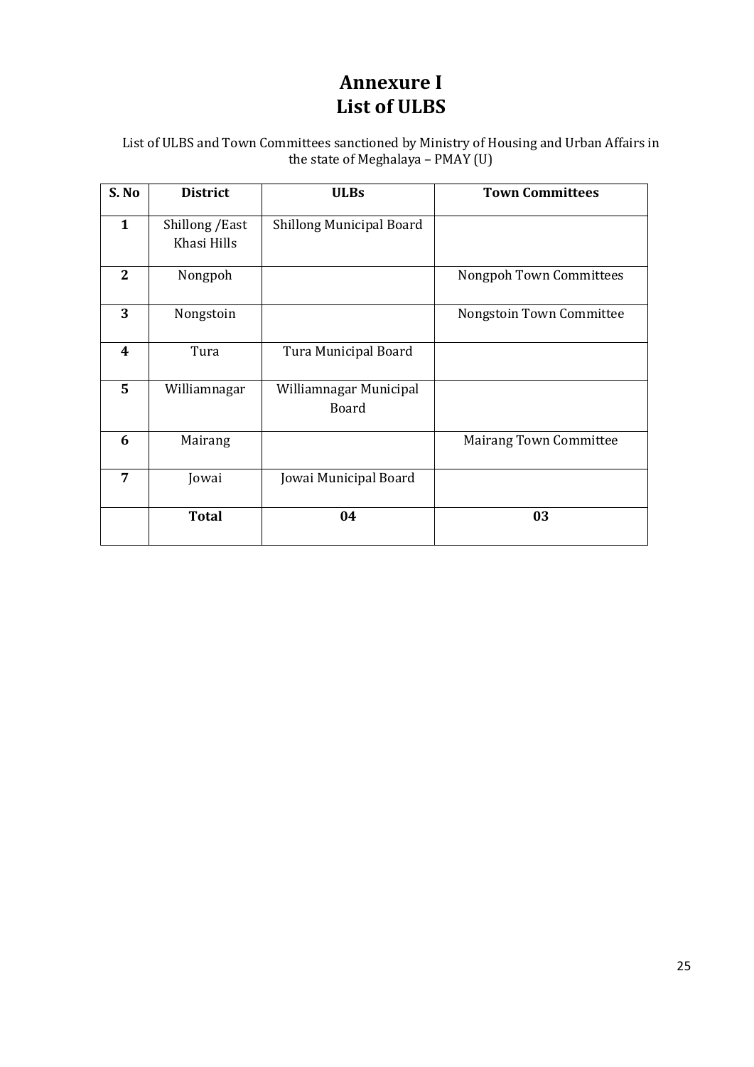# Annexure I
# List of ULBS

List of ULBS and Town Committees sanctioned by Ministry of Housing and Urban Affairs in the state of Meghalaya – PMAY (U)

| S. No | District | ULBs | Town Committees |
|---|---|---|---|
| **1** | Shillong /East Khasi Hills | Shillong Municipal Board | |
| **2** | Nongpoh | | Nongpoh Town Committees |
| **3** | Nongstoin | | Nongstoin Town Committee |
| **4** | Tura | Tura Municipal Board | |
| **5** | Williamnagar | Williamnagar Municipal Board | |
| **6** | Mairang | | Mairang Town Committee |
| **7** | Jowai | Jowai Municipal Board | |
| | **Total** | **04** | **03** |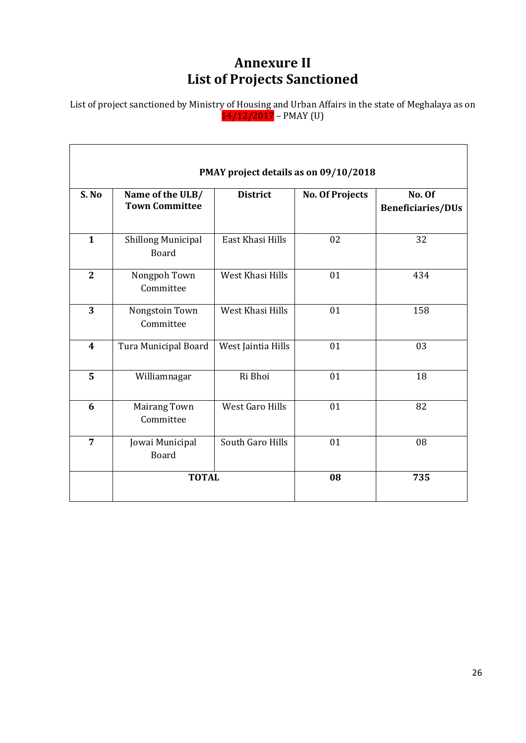# Annexure II
# List of Projects Sanctioned

List of project sanctioned by Ministry of Housing and Urban Affairs in the state of Meghalaya as on 14/12/2017 – PMAY (U)

| PMAY project details as on 09/10/2018 | | | | |
|---|---|---|---|---|
| **S. No** | **Name of the ULB/ Town Committee** | **District** | **No. Of Projects** | **No. Of Beneficiaries/DUs** |
| **1** | Shillong Municipal Board | East Khasi Hills | 02 | 32 |
| **2** | Nongpoh Town Committee | West Khasi Hills | 01 | 434 |
| **3** | Nongstoin Town Committee | West Khasi Hills | 01 | 158 |
| **4** | Tura Municipal Board | West Jaintia Hills | 01 | 03 |
| **5** | Williamnagar | Ri Bhoi | 01 | 18 |
| **6** | Mairang Town Committee | West Garo Hills | 01 | 82 |
| **7** | Jowai Municipal Board | South Garo Hills | 01 | 08 |
| | **TOTAL** | | **08** | **735** |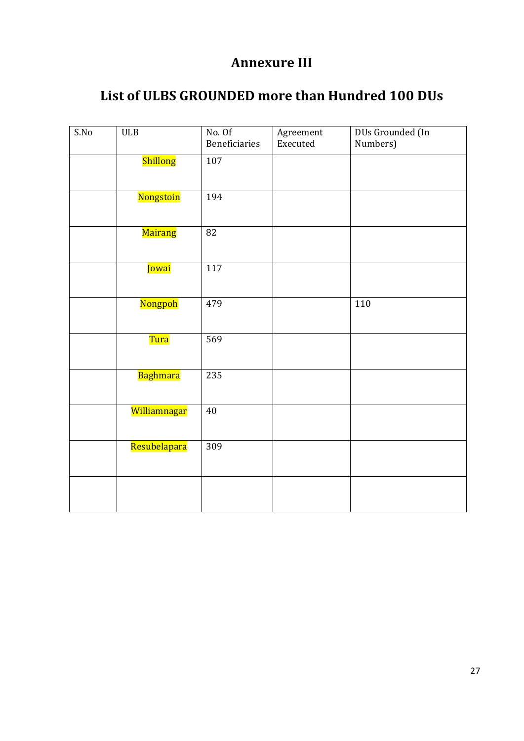# Annexure III

## List of ULBS GROUNDED more than Hundred 100 DUs

| S.No | ULB | No. Of Beneficiaries | Agreement Executed | DUs Grounded (In Numbers) |
|---|---|---|---|---|
| | Shillong | 107 | | |
| | Nongstoin | 194 | | |
| | Mairang | 82 | | |
| | Jowai | 117 | | |
| | Nongpoh | 479 | | 110 |
| | Tura | 569 | | |
| | Baghmara | 235 | | |
| | Williamnagar | 40 | | |
| | Resubelapara | 309 | | |
| | | | | |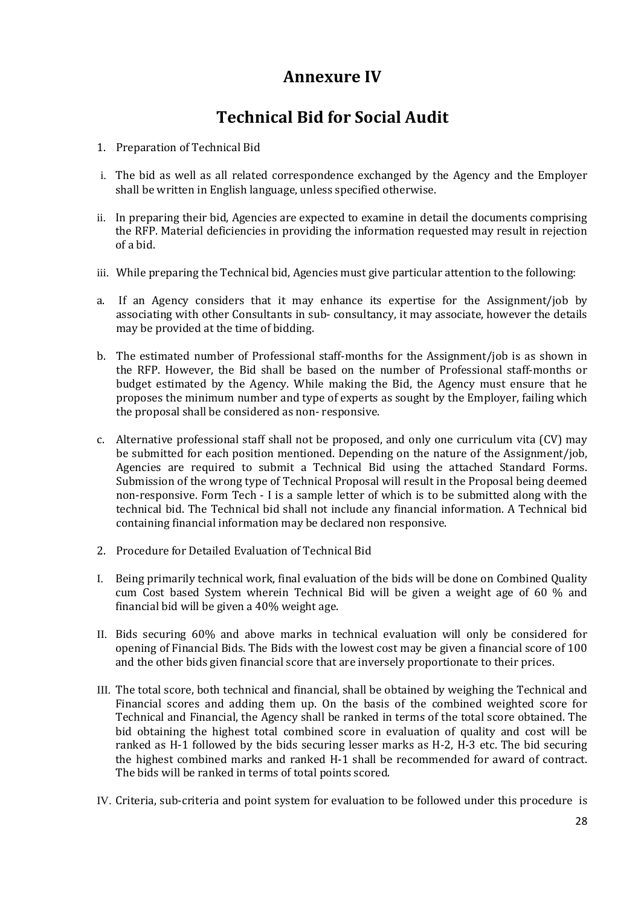# Annexure IV

# Technical Bid for Social Audit

1. Preparation of Technical Bid

i. The bid as well as all related correspondence exchanged by the Agency and the Employer shall be written in English language, unless specified otherwise.

ii. In preparing their bid, Agencies are expected to examine in detail the documents comprising the RFP. Material deficiencies in providing the information requested may result in rejection of a bid.

iii. While preparing the Technical bid, Agencies must give particular attention to the following:

a. If an Agency considers that it may enhance its expertise for the Assignment/job by associating with other Consultants in sub- consultancy, it may associate, however the details may be provided at the time of bidding.

b. The estimated number of Professional staff-months for the Assignment/job is as shown in the RFP. However, the Bid shall be based on the number of Professional staff-months or budget estimated by the Agency. While making the Bid, the Agency must ensure that he proposes the minimum number and type of experts as sought by the Employer, failing which the proposal shall be considered as non- responsive.

c. Alternative professional staff shall not be proposed, and only one curriculum vita (CV) may be submitted for each position mentioned. Depending on the nature of the Assignment/job, Agencies are required to submit a Technical Bid using the attached Standard Forms. Submission of the wrong type of Technical Proposal will result in the Proposal being deemed non-responsive. Form Tech - I is a sample letter of which is to be submitted along with the technical bid. The Technical bid shall not include any financial information. A Technical bid containing financial information may be declared non responsive.

2. Procedure for Detailed Evaluation of Technical Bid

I. Being primarily technical work, final evaluation of the bids will be done on Combined Quality cum Cost based System wherein Technical Bid will be given a weight age of 60 % and financial bid will be given a 40% weight age.

II. Bids securing 60% and above marks in technical evaluation will only be considered for opening of Financial Bids. The Bids with the lowest cost may be given a financial score of 100 and the other bids given financial score that are inversely proportionate to their prices.

III. The total score, both technical and financial, shall be obtained by weighing the Technical and Financial scores and adding them up. On the basis of the combined weighted score for Technical and Financial, the Agency shall be ranked in terms of the total score obtained. The bid obtaining the highest total combined score in evaluation of quality and cost will be ranked as H-1 followed by the bids securing lesser marks as H-2, H-3 etc. The bid securing the highest combined marks and ranked H-1 shall be recommended for award of contract. The bids will be ranked in terms of total points scored.

IV. Criteria, sub-criteria and point system for evaluation to be followed under this procedure is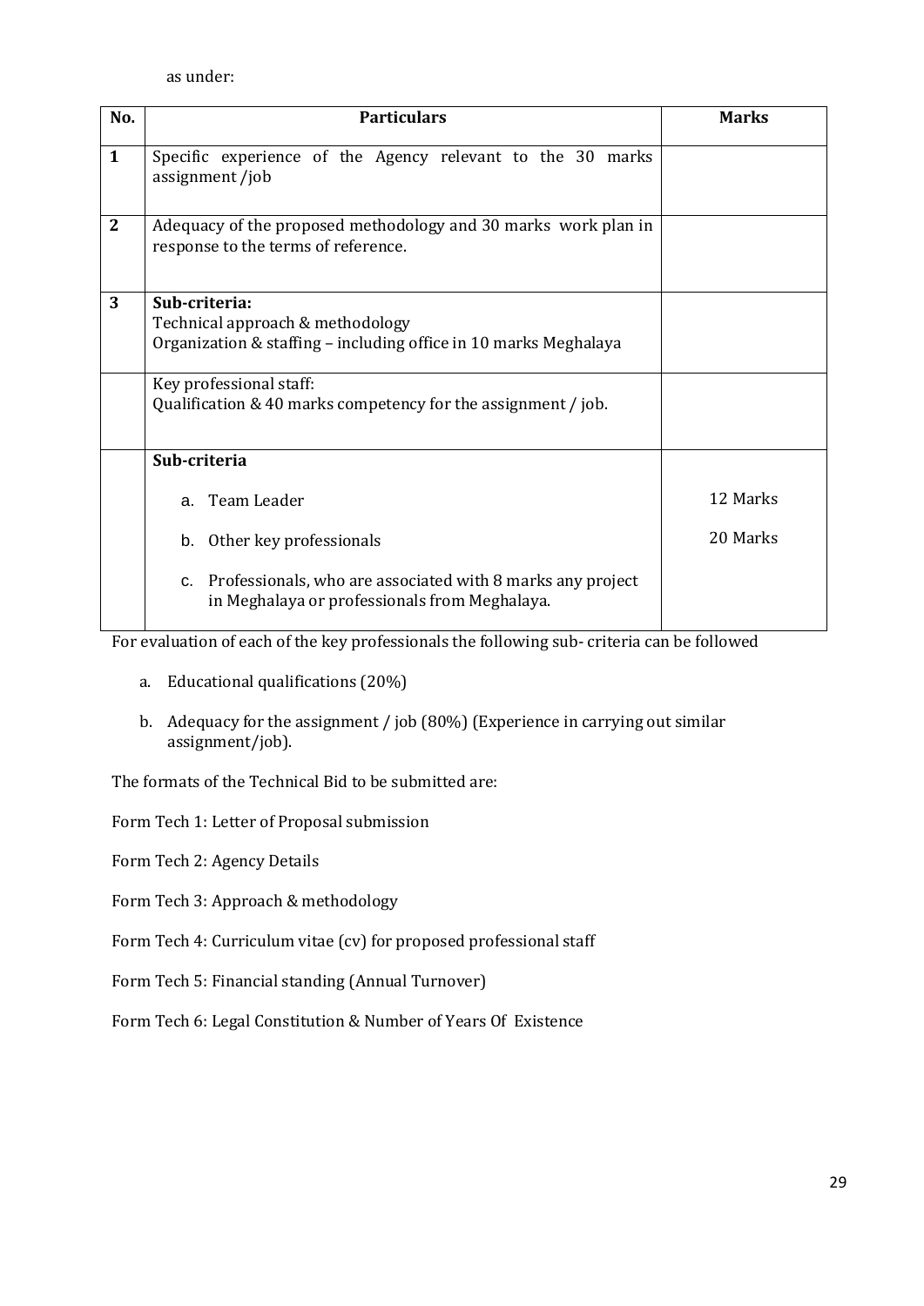as under:

| No. | Particulars | Marks |
|---|---|---|
| **1** | Specific experience of the Agency relevant to the 30 marks assignment /job | |
| **2** | Adequacy of the proposed methodology and 30 marks work plan in response to the terms of reference. | |
| **3** | **Sub-criteria:**<br>Technical approach & methodology<br>Organization & staffing – including office in 10 marks Meghalaya | |
| | Key professional staff:<br>Qualification & 40 marks competency for the assignment / job. | |
| | **Sub-criteria**<br>a. Team Leader<br>b. Other key professionals<br>c. Professionals, who are associated with 8 marks any project in Meghalaya or professionals from Meghalaya. | <br>12 Marks<br>20 Marks |

For evaluation of each of the key professionals the following sub- criteria can be followed

a. Educational qualifications (20%)
b. Adequacy for the assignment / job (80%) (Experience in carrying out similar assignment/job).

The formats of the Technical Bid to be submitted are:

Form Tech 1: Letter of Proposal submission

Form Tech 2: Agency Details

Form Tech 3: Approach & methodology

Form Tech 4: Curriculum vitae (cv) for proposed professional staff

Form Tech 5: Financial standing (Annual Turnover)

Form Tech 6: Legal Constitution & Number of Years Of Existence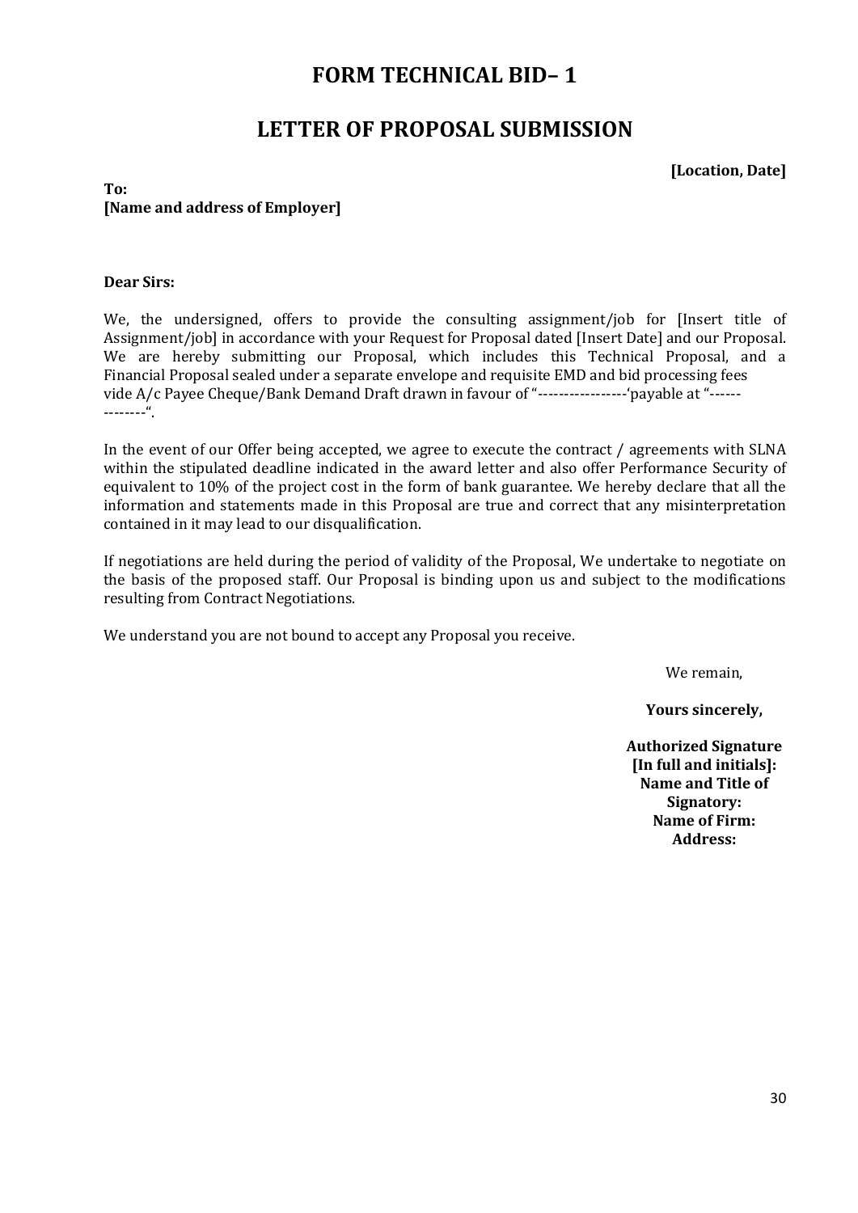# FORM TECHNICAL BID– 1

# LETTER OF PROPOSAL SUBMISSION

**[Location, Date]**

**To:**
**[Name and address of Employer]**

**Dear Sirs:**

We, the undersigned, offers to provide the consulting assignment/job for [Insert title of Assignment/job] in accordance with your Request for Proposal dated [Insert Date] and our Proposal. We are hereby submitting our Proposal, which includes this Technical Proposal, and a Financial Proposal sealed under a separate envelope and requisite EMD and bid processing fees vide A/c Payee Cheque/Bank Demand Draft drawn in favour of "-----------------'payable at "--------------".

In the event of our Offer being accepted, we agree to execute the contract / agreements with SLNA within the stipulated deadline indicated in the award letter and also offer Performance Security of equivalent to 10% of the project cost in the form of bank guarantee. We hereby declare that all the information and statements made in this Proposal are true and correct that any misinterpretation contained in it may lead to our disqualification.

If negotiations are held during the period of validity of the Proposal, We undertake to negotiate on the basis of the proposed staff. Our Proposal is binding upon us and subject to the modifications resulting from Contract Negotiations.

We understand you are not bound to accept any Proposal you receive.

We remain,

**Yours sincerely,**

**Authorized Signature**
**[In full and initials]:**
**Name and Title of Signatory:**
**Name of Firm:**
**Address:**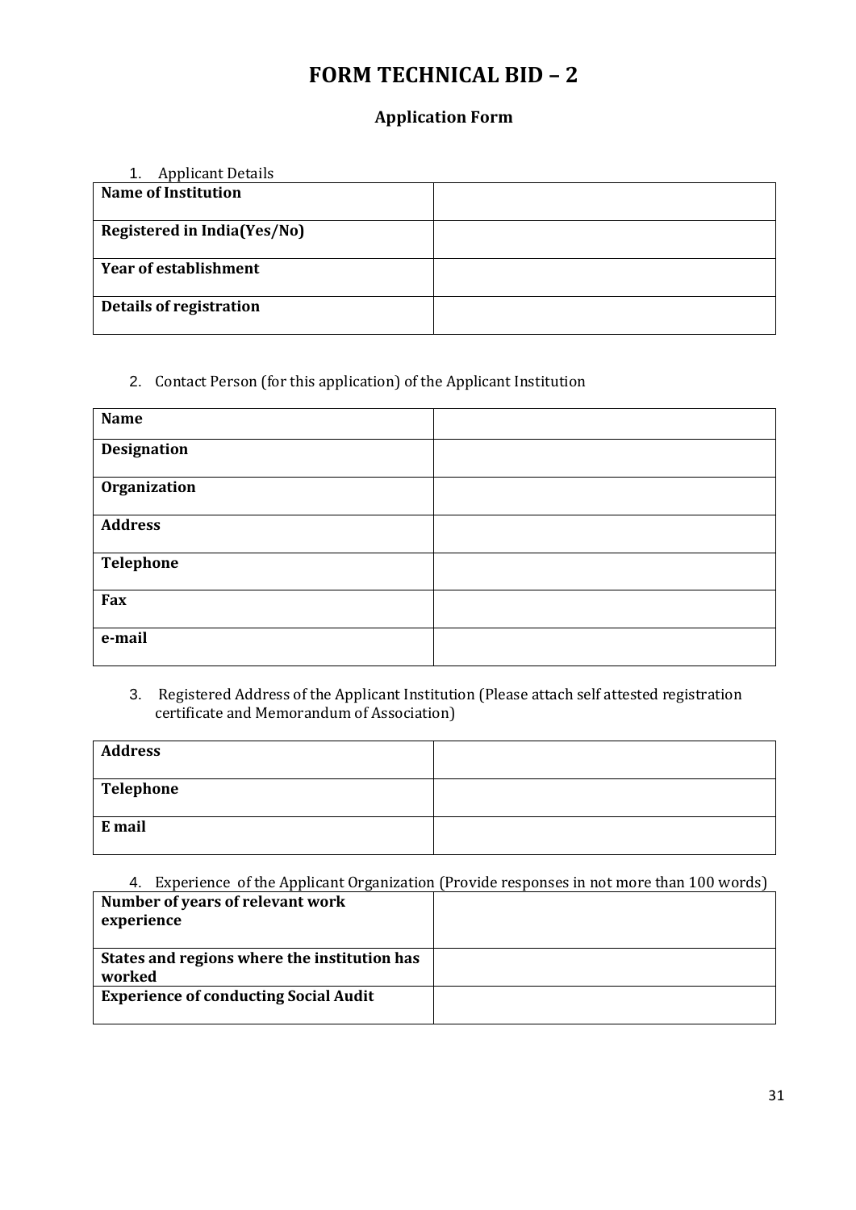# FORM TECHNICAL BID – 2

## Application Form

1. Applicant Details

| **Name of Institution** | |
|---|---|
| **Registered in India(Yes/No)** | |
| **Year of establishment** | |
| **Details of registration** | |

2. Contact Person (for this application) of the Applicant Institution

| **Name** | |
|---|---|
| **Designation** | |
| **Organization** | |
| **Address** | |
| **Telephone** | |
| **Fax** | |
| **e-mail** | |

3. Registered Address of the Applicant Institution (Please attach self attested registration certificate and Memorandum of Association)

| **Address** | |
|---|---|
| **Telephone** | |
| **E mail** | |

4. Experience of the Applicant Organization (Provide responses in not more than 100 words)

| **Number of years of relevant work experience** | |
|---|---|
| **States and regions where the institution has worked** | |
| **Experience of conducting Social Audit** | |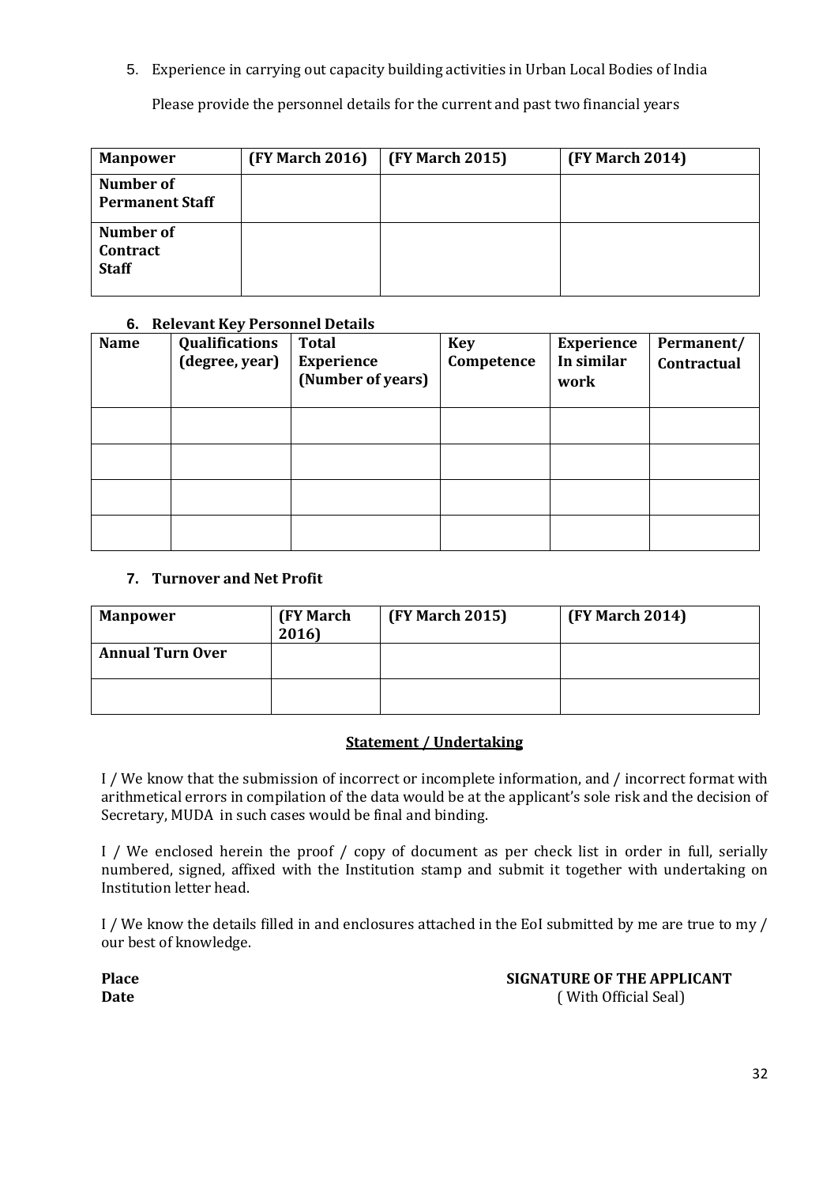5. Experience in carrying out capacity building activities in Urban Local Bodies of India

   Please provide the personnel details for the current and past two financial years

| **Manpower** | **(FY March 2016)** | **(FY March 2015)** | **(FY March 2014)** |
|---|---|---|---|
| **Number of Permanent Staff** | | | |
| **Number of Contract Staff** | | | |

**6. Relevant Key Personnel Details**

| **Name** | **Qualifications (degree, year)** | **Total Experience (Number of years)** | **Key Competence** | **Experience In similar work** | **Permanent/ Contractual** |
|---|---|---|---|---|---|
| | | | | | |
| | | | | | |
| | | | | | |
| | | | | | |

**7. Turnover and Net Profit**

| **Manpower** | **(FY March 2016)** | **(FY March 2015)** | **(FY March 2014)** |
|---|---|---|---|
| **Annual Turn Over** | | | |
| | | | |

**Statement / Undertaking**

I / We know that the submission of incorrect or incomplete information, and / incorrect format with arithmetical errors in compilation of the data would be at the applicant's sole risk and the decision of Secretary, MUDA in such cases would be final and binding.

I / We enclosed herein the proof / copy of document as per check list in order in full, serially numbered, signed, affixed with the Institution stamp and submit it together with undertaking on Institution letter head.

I / We know the details filled in and enclosures attached in the EoI submitted by me are true to my / our best of knowledge.

**Place** **SIGNATURE OF THE APPLICANT**
**Date** ( With Official Seal)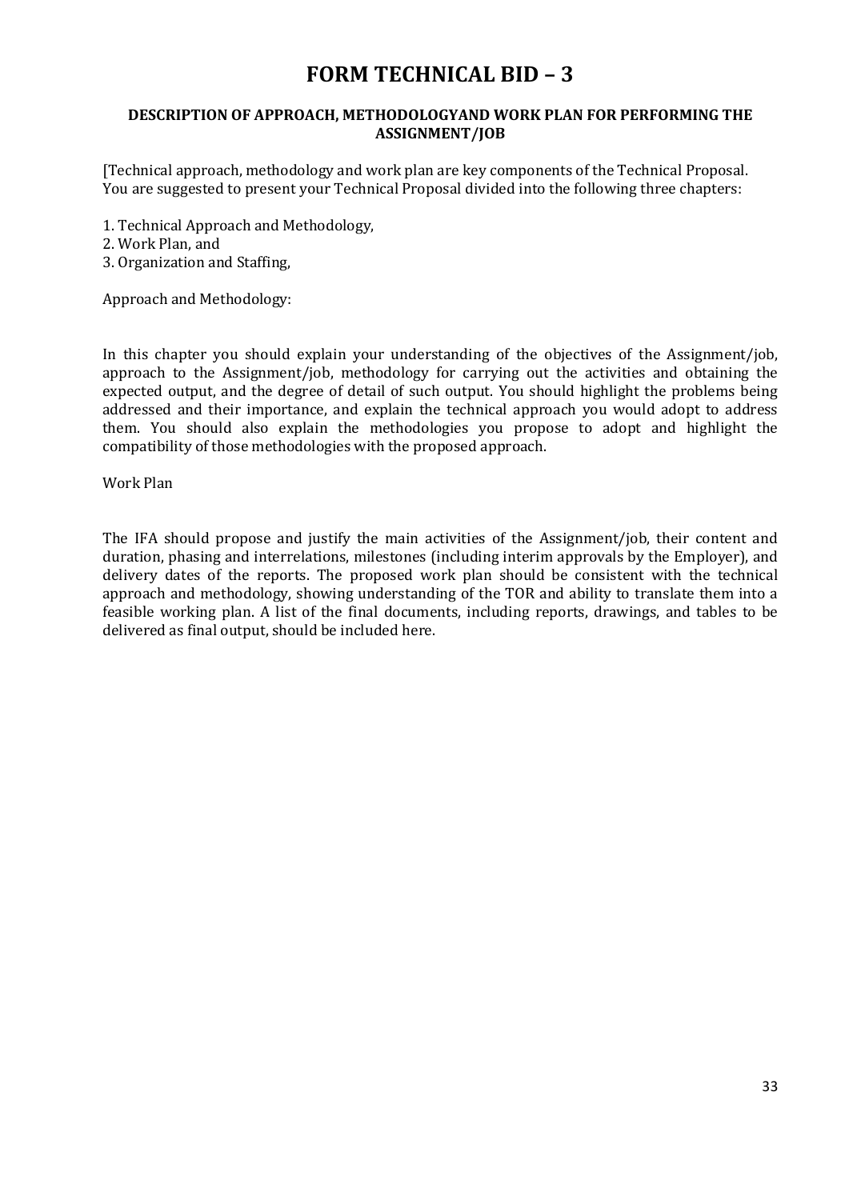# FORM TECHNICAL BID – 3

**DESCRIPTION OF APPROACH, METHODOLOGYAND WORK PLAN FOR PERFORMING THE ASSIGNMENT/JOB**

[Technical approach, methodology and work plan are key components of the Technical Proposal. You are suggested to present your Technical Proposal divided into the following three chapters:

1. Technical Approach and Methodology,
2. Work Plan, and
3. Organization and Staffing,

Approach and Methodology:

In this chapter you should explain your understanding of the objectives of the Assignment/job, approach to the Assignment/job, methodology for carrying out the activities and obtaining the expected output, and the degree of detail of such output. You should highlight the problems being addressed and their importance, and explain the technical approach you would adopt to address them. You should also explain the methodologies you propose to adopt and highlight the compatibility of those methodologies with the proposed approach.

Work Plan

The IFA should propose and justify the main activities of the Assignment/job, their content and duration, phasing and interrelations, milestones (including interim approvals by the Employer), and delivery dates of the reports. The proposed work plan should be consistent with the technical approach and methodology, showing understanding of the TOR and ability to translate them into a feasible working plan. A list of the final documents, including reports, drawings, and tables to be delivered as final output, should be included here.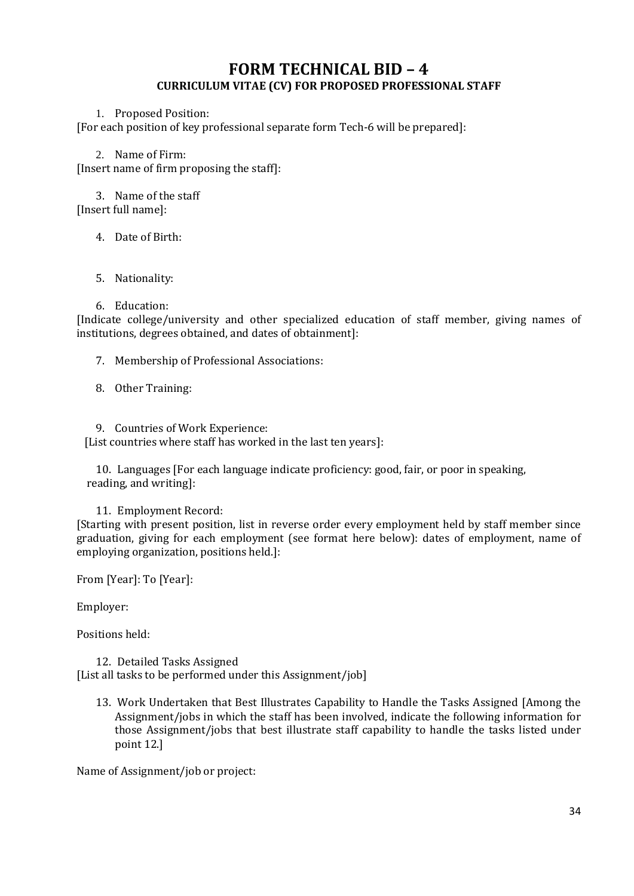# FORM TECHNICAL BID – 4

## CURRICULUM VITAE (CV) FOR PROPOSED PROFESSIONAL STAFF

1. Proposed Position:

[For each position of key professional separate form Tech-6 will be prepared]:

2. Name of Firm:

[Insert name of firm proposing the staff]:

3. Name of the staff

[Insert full name]:

4. Date of Birth:

5. Nationality:

6. Education:

[Indicate college/university and other specialized education of staff member, giving names of institutions, degrees obtained, and dates of obtainment]:

7. Membership of Professional Associations:

8. Other Training:

9. Countries of Work Experience:

[List countries where staff has worked in the last ten years]:

10. Languages [For each language indicate proficiency: good, fair, or poor in speaking, reading, and writing]:

11. Employment Record:

[Starting with present position, list in reverse order every employment held by staff member since graduation, giving for each employment (see format here below): dates of employment, name of employing organization, positions held.]:

From [Year]: To [Year]:

Employer:

Positions held:

12. Detailed Tasks Assigned

[List all tasks to be performed under this Assignment/job]

13. Work Undertaken that Best Illustrates Capability to Handle the Tasks Assigned [Among the Assignment/jobs in which the staff has been involved, indicate the following information for those Assignment/jobs that best illustrate staff capability to handle the tasks listed under point 12.]

Name of Assignment/job or project: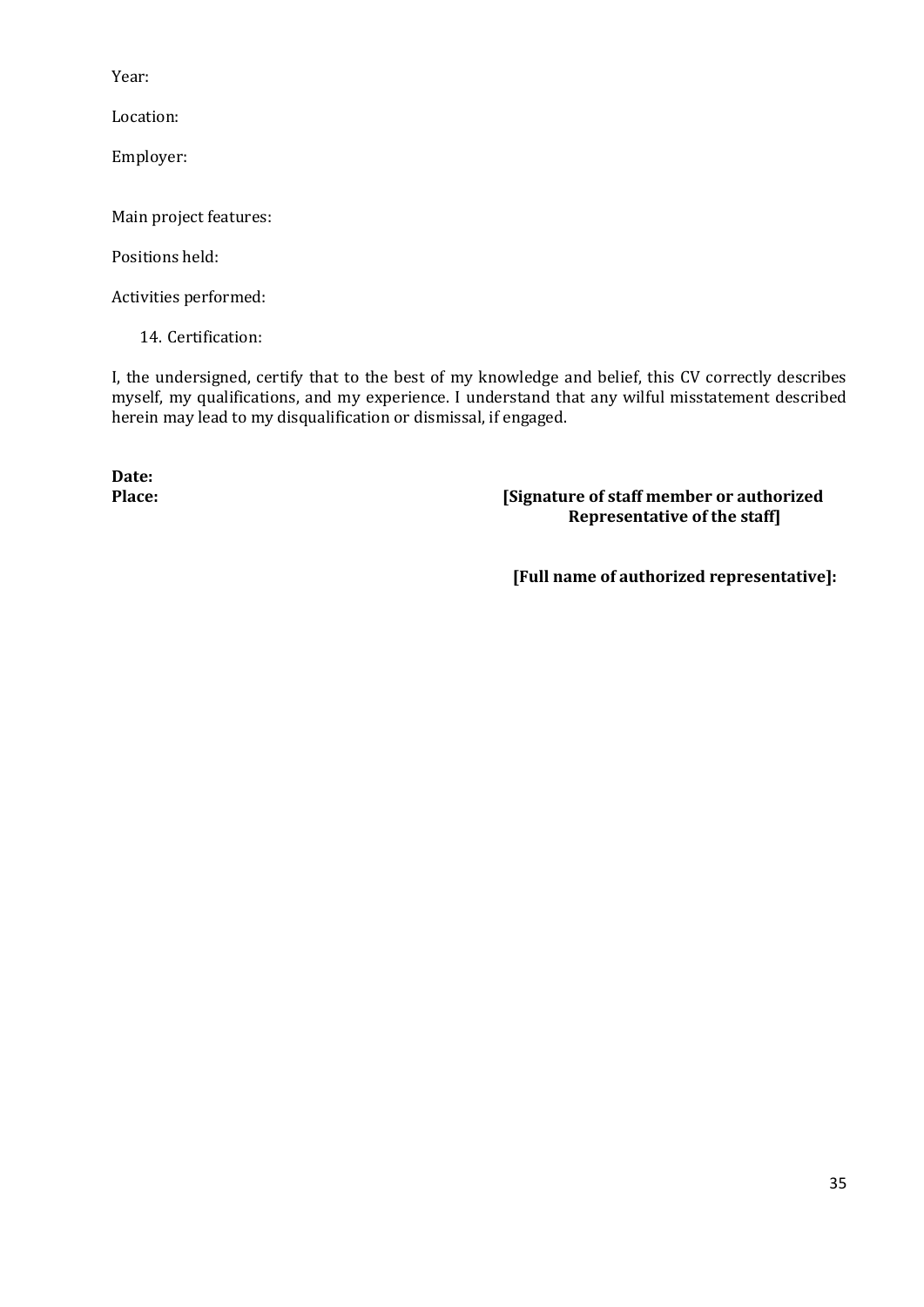Year:

Location:

Employer:

Main project features:

Positions held:

Activities performed:

14. Certification:

I, the undersigned, certify that to the best of my knowledge and belief, this CV correctly describes myself, my qualifications, and my experience. I understand that any wilful misstatement described herein may lead to my disqualification or dismissal, if engaged.

**Date:**

**Place:**

**[Signature of staff member or authorized Representative of the staff]**

**[Full name of authorized representative]:**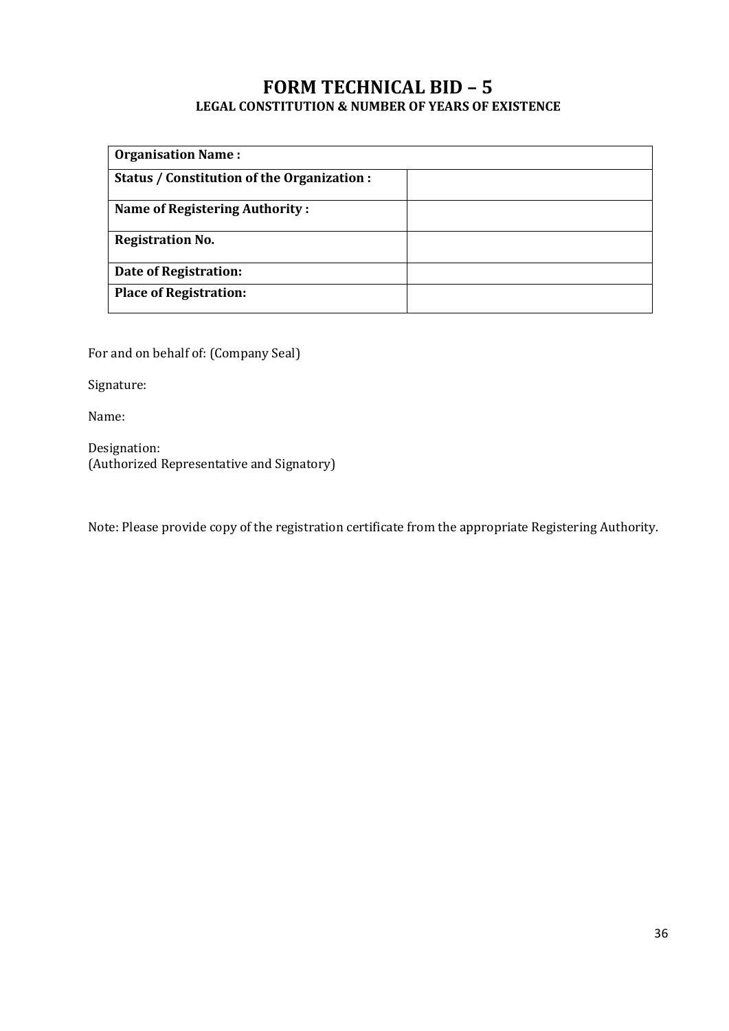# FORM TECHNICAL BID – 5

## LEGAL CONSTITUTION & NUMBER OF YEARS OF EXISTENCE

| **Organisation Name :** | |
|---|---|
| **Status / Constitution of the Organization :** | |
| **Name of Registering Authority :** | |
| **Registration No.** | |
| **Date of Registration:** | |
| **Place of Registration:** | |

For and on behalf of: (Company Seal)

Signature:

Name:

Designation:
(Authorized Representative and Signatory)

Note: Please provide copy of the registration certificate from the appropriate Registering Authority.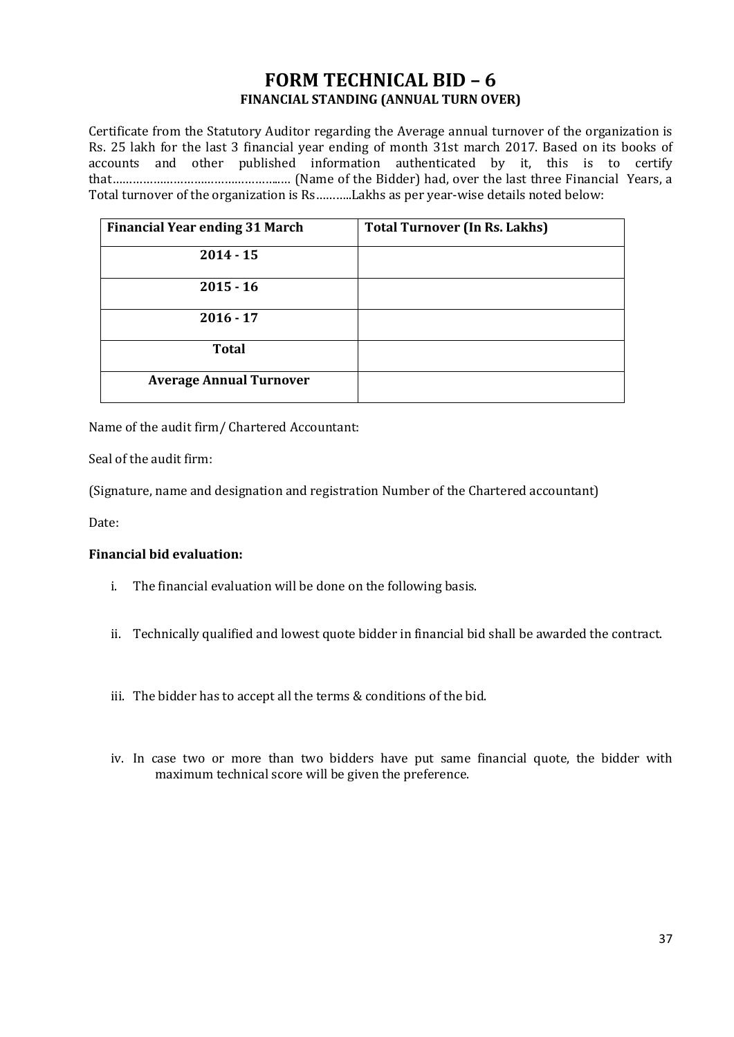# FORM TECHNICAL BID – 6

**FINANCIAL STANDING (ANNUAL TURN OVER)**

Certificate from the Statutory Auditor regarding the Average annual turnover of the organization is Rs. 25 lakh for the last 3 financial year ending of month 31st march 2017. Based on its books of accounts and other published information authenticated by it, this is to certify that……………………………………….…. (Name of the Bidder) had, over the last three Financial Years, a Total turnover of the organization is Rs………..Lakhs as per year-wise details noted below:

| Financial Year ending 31 March | Total Turnover (In Rs. Lakhs) |
|---|---|
| 2014 - 15 | |
| 2015 - 16 | |
| 2016 - 17 | |
| Total | |
| Average Annual Turnover | |

Name of the audit firm/ Chartered Accountant:

Seal of the audit firm:

(Signature, name and designation and registration Number of the Chartered accountant)

Date:

**Financial bid evaluation:**

i. The financial evaluation will be done on the following basis.

ii. Technically qualified and lowest quote bidder in financial bid shall be awarded the contract.

iii. The bidder has to accept all the terms & conditions of the bid.

iv. In case two or more than two bidders have put same financial quote, the bidder with maximum technical score will be given the preference.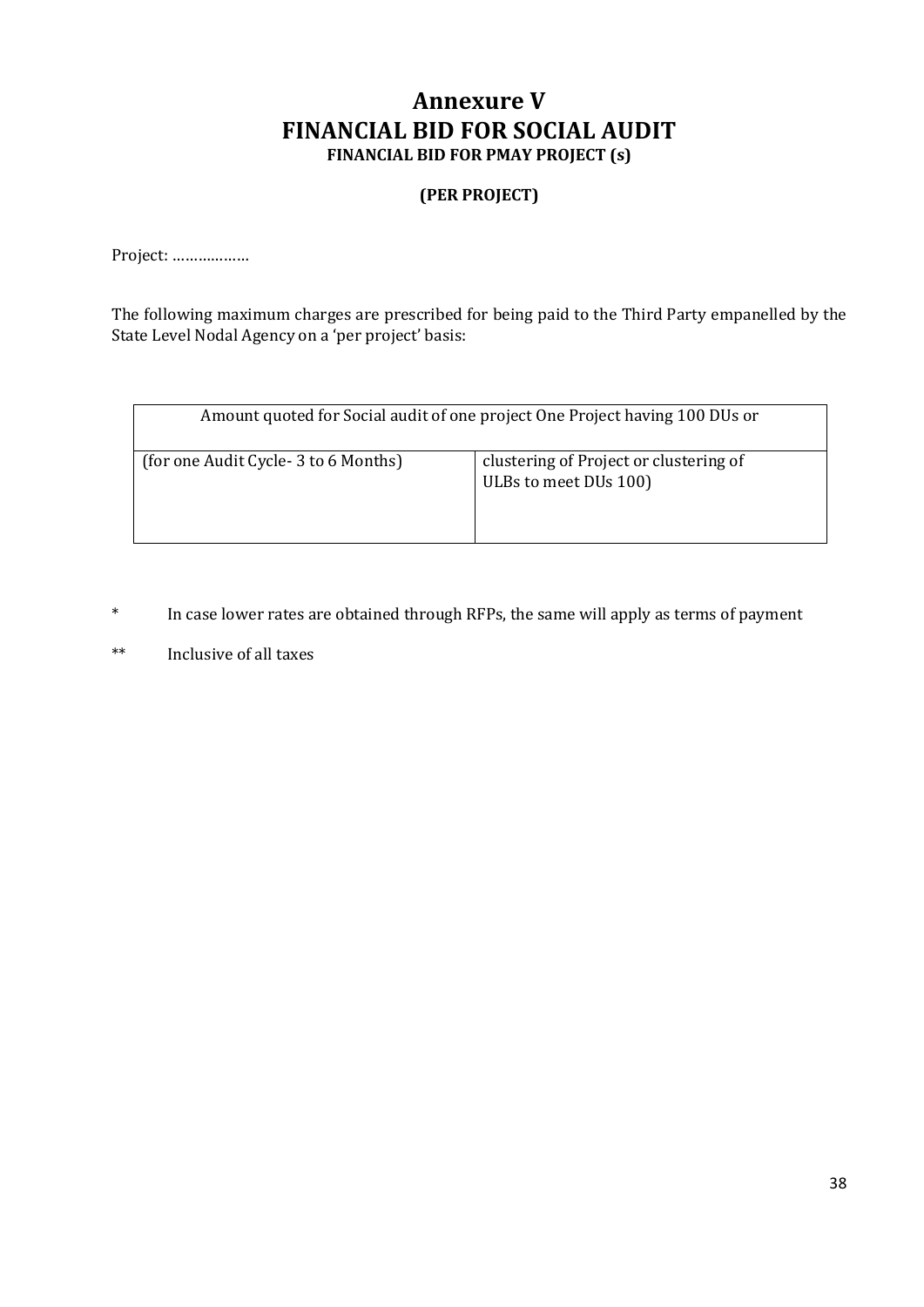# Annexure V
# FINANCIAL BID FOR SOCIAL AUDIT
### FINANCIAL BID FOR PMAY PROJECT (s)

**(PER PROJECT)**

Project: ………………

The following maximum charges are prescribed for being paid to the Third Party empanelled by the State Level Nodal Agency on a 'per project' basis:

| Amount quoted for Social audit of one project One Project having 100 DUs or | |
|---|---|
| (for one Audit Cycle- 3 to 6 Months) | clustering of Project or clustering of ULBs to meet DUs 100) |

\* In case lower rates are obtained through RFPs, the same will apply as terms of payment

** Inclusive of all taxes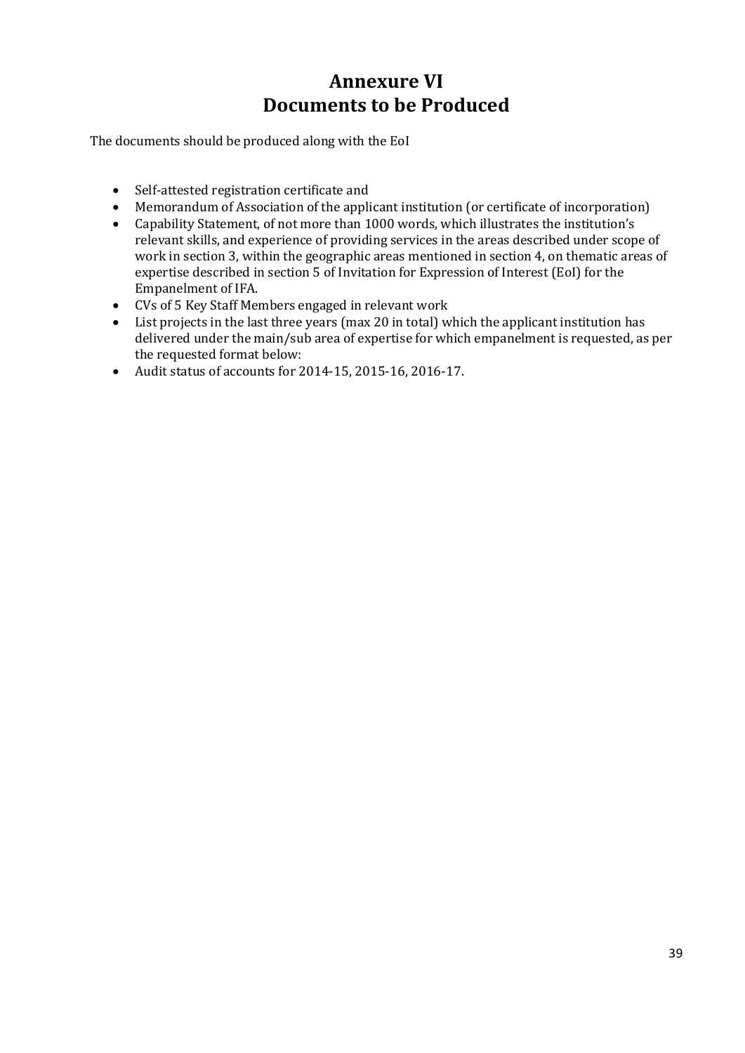# Annexure VI
# Documents to be Produced

The documents should be produced along with the EoI

- Self-attested registration certificate and
- Memorandum of Association of the applicant institution (or certificate of incorporation)
- Capability Statement, of not more than 1000 words, which illustrates the institution's relevant skills, and experience of providing services in the areas described under scope of work in section 3, within the geographic areas mentioned in section 4, on thematic areas of expertise described in section 5 of Invitation for Expression of Interest (EoI) for the Empanelment of IFA.
- CVs of 5 Key Staff Members engaged in relevant work
- List projects in the last three years (max 20 in total) which the applicant institution has delivered under the main/sub area of expertise for which empanelment is requested, as per the requested format below:
- Audit status of accounts for 2014-15, 2015-16, 2016-17.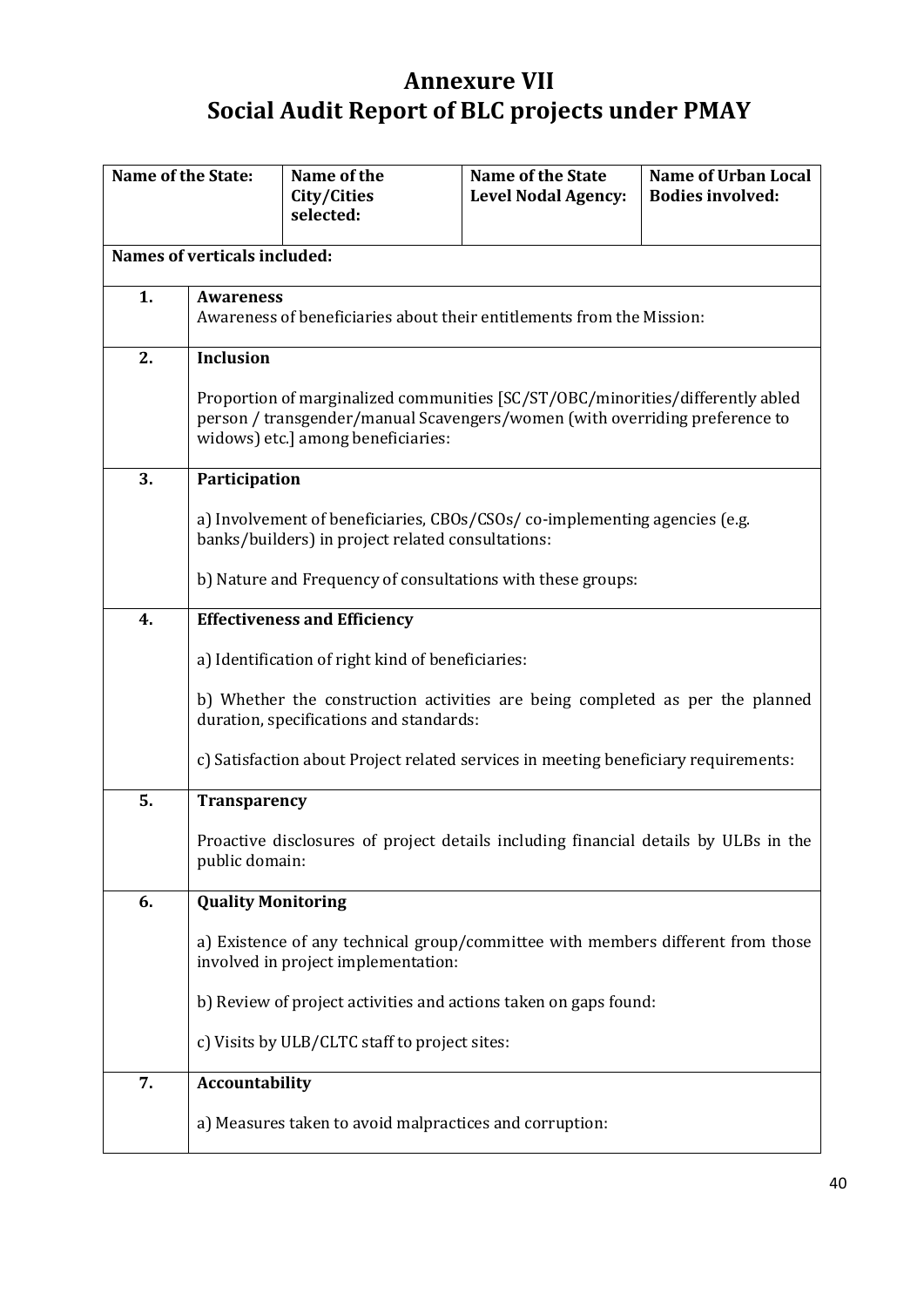# Annexure VII
# Social Audit Report of BLC projects under PMAY

| **Name of the State:** | | **Name of the City/Cities selected:** | **Name of the State Level Nodal Agency:** | **Name of Urban Local Bodies involved:** |
|---|---|---|---|---|
| **Names of verticals included:** | | | | |
| **1.** | **Awareness**<br>Awareness of beneficiaries about their entitlements from the Mission: | | | |
| **2.** | **Inclusion**<br><br>Proportion of marginalized communities [SC/ST/OBC/minorities/differently abled person / transgender/manual Scavengers/women (with overriding preference to widows) etc.] among beneficiaries: | | | |
| **3.** | **Participation**<br><br>a) Involvement of beneficiaries, CBOs/CSOs/ co-implementing agencies (e.g. banks/builders) in project related consultations:<br><br>b) Nature and Frequency of consultations with these groups: | | | |
| **4.** | **Effectiveness and Efficiency**<br><br>a) Identification of right kind of beneficiaries:<br><br>b) Whether the construction activities are being completed as per the planned duration, specifications and standards:<br><br>c) Satisfaction about Project related services in meeting beneficiary requirements: | | | |
| **5.** | **Transparency**<br><br>Proactive disclosures of project details including financial details by ULBs in the public domain: | | | |
| **6.** | **Quality Monitoring**<br><br>a) Existence of any technical group/committee with members different from those involved in project implementation:<br><br>b) Review of project activities and actions taken on gaps found:<br><br>c) Visits by ULB/CLTC staff to project sites: | | | |
| **7.** | **Accountability**<br><br>a) Measures taken to avoid malpractices and corruption: | | | |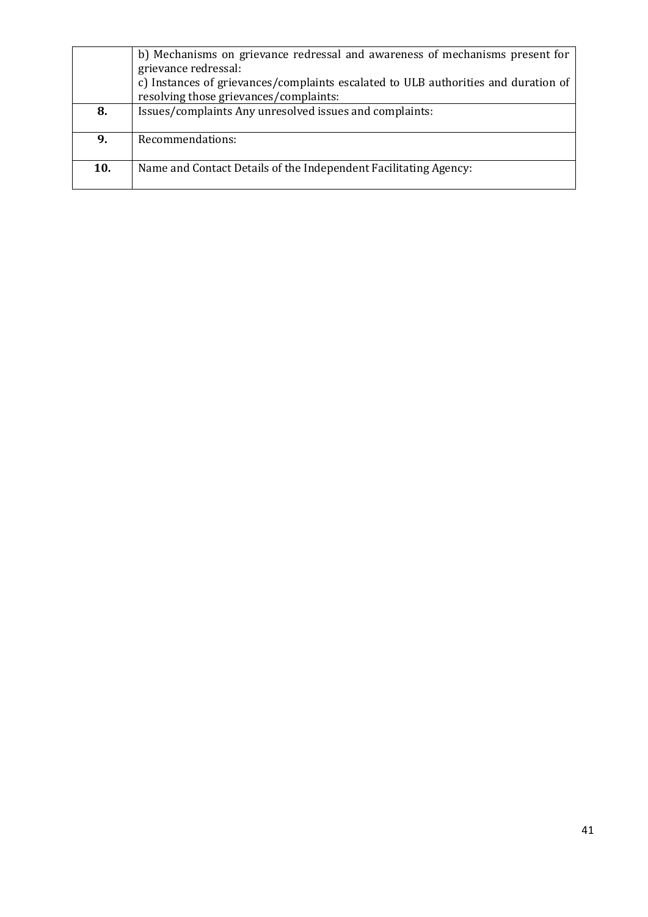| | |
|---|---|
| | b) Mechanisms on grievance redressal and awareness of mechanisms present for grievance redressal:<br>c) Instances of grievances/complaints escalated to ULB authorities and duration of resolving those grievances/complaints: |
| **8.** | Issues/complaints Any unresolved issues and complaints: |
| **9.** | Recommendations: |
| **10.** | Name and Contact Details of the Independent Facilitating Agency: |